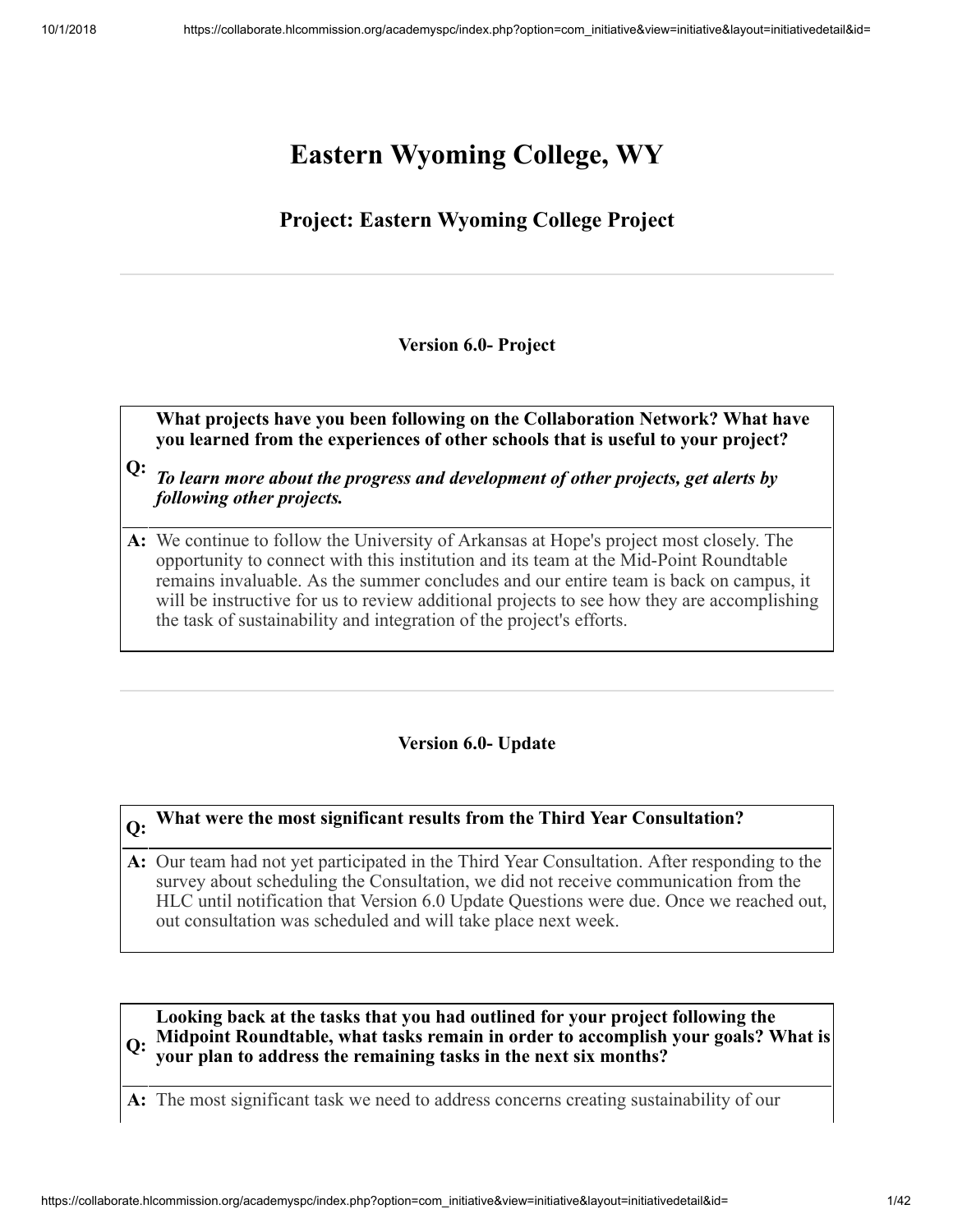# Eastern Wyoming College, WY

## Project: Eastern Wyoming College Project

### Version 6.0- Project

**Q: What projects have you been following on the Collaboration Network? What have you learned from the experiences of other schools that is useful to your project?**

***To learn more about the progress and development of other projects, get alerts by following other projects.***

**A:** We continue to follow the University of Arkansas at Hope's project most closely. The opportunity to connect with this institution and its team at the Mid-Point Roundtable remains invaluable. As the summer concludes and our entire team is back on campus, it will be instructive for us to review additional projects to see how they are accomplishing the task of sustainability and integration of the project's efforts.

### Version 6.0- Update

**Q: What were the most significant results from the Third Year Consultation?**

**A:** Our team had not yet participated in the Third Year Consultation. After responding to the survey about scheduling the Consultation, we did not receive communication from the HLC until notification that Version 6.0 Update Questions were due. Once we reached out, out consultation was scheduled and will take place next week.

**Q: Looking back at the tasks that you had outlined for your project following the Midpoint Roundtable, what tasks remain in order to accomplish your goals? What is your plan to address the remaining tasks in the next six months?**

**A:** The most significant task we need to address concerns creating sustainability of our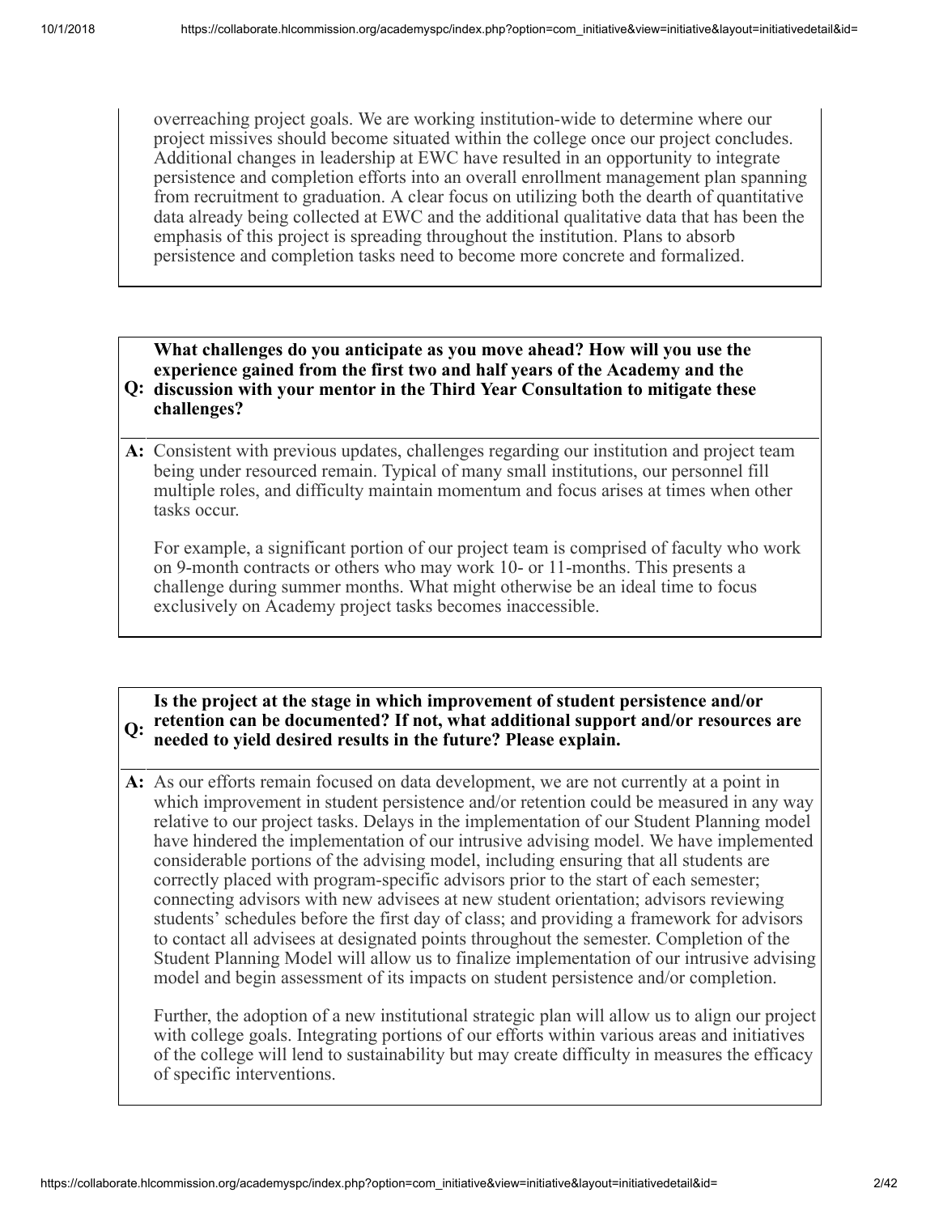overreaching project goals. We are working institution-wide to determine where our project missives should become situated within the college once our project concludes. Additional changes in leadership at EWC have resulted in an opportunity to integrate persistence and completion efforts into an overall enrollment management plan spanning from recruitment to graduation. A clear focus on utilizing both the dearth of quantitative data already being collected at EWC and the additional qualitative data that has been the emphasis of this project is spreading throughout the institution. Plans to absorb persistence and completion tasks need to become more concrete and formalized.

**Q: What challenges do you anticipate as you move ahead? How will you use the experience gained from the first two and half years of the Academy and the discussion with your mentor in the Third Year Consultation to mitigate these challenges?**

**A:** Consistent with previous updates, challenges regarding our institution and project team being under resourced remain. Typical of many small institutions, our personnel fill multiple roles, and difficulty maintain momentum and focus arises at times when other tasks occur.

For example, a significant portion of our project team is comprised of faculty who work on 9-month contracts or others who may work 10- or 11-months. This presents a challenge during summer months. What might otherwise be an ideal time to focus exclusively on Academy project tasks becomes inaccessible.

**Q: Is the project at the stage in which improvement of student persistence and/or retention can be documented? If not, what additional support and/or resources are needed to yield desired results in the future? Please explain.**

**A:** As our efforts remain focused on data development, we are not currently at a point in which improvement in student persistence and/or retention could be measured in any way relative to our project tasks. Delays in the implementation of our Student Planning model have hindered the implementation of our intrusive advising model. We have implemented considerable portions of the advising model, including ensuring that all students are correctly placed with program-specific advisors prior to the start of each semester; connecting advisors with new advisees at new student orientation; advisors reviewing students' schedules before the first day of class; and providing a framework for advisors to contact all advisees at designated points throughout the semester. Completion of the Student Planning Model will allow us to finalize implementation of our intrusive advising model and begin assessment of its impacts on student persistence and/or completion.

Further, the adoption of a new institutional strategic plan will allow us to align our project with college goals. Integrating portions of our efforts within various areas and initiatives of the college will lend to sustainability but may create difficulty in measures the efficacy of specific interventions.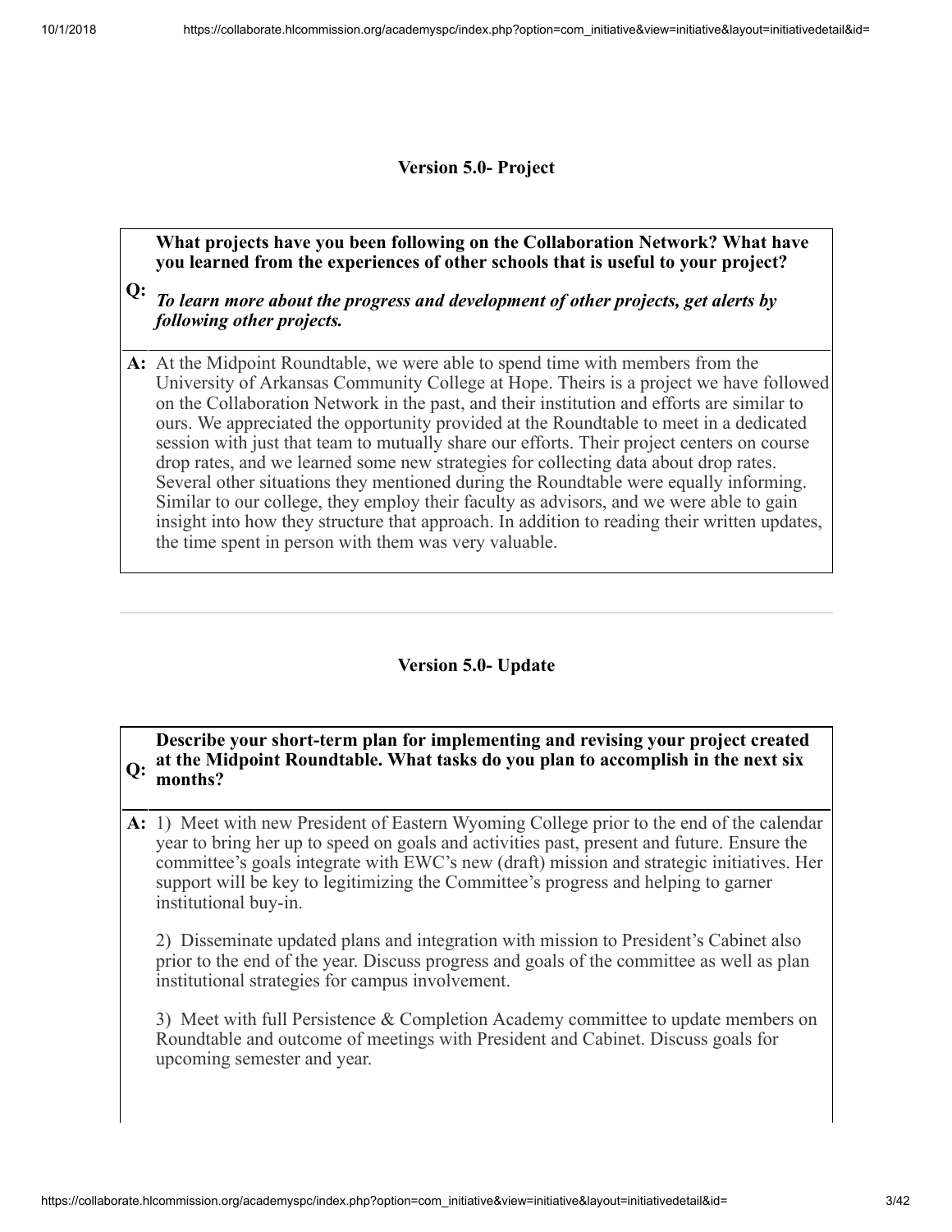### Version 5.0- Project

**Q:** **What projects have you been following on the Collaboration Network? What have you learned from the experiences of other schools that is useful to your project?**

***To learn more about the progress and development of other projects, get alerts by following other projects.***

**A:** At the Midpoint Roundtable, we were able to spend time with members from the University of Arkansas Community College at Hope. Theirs is a project we have followed on the Collaboration Network in the past, and their institution and efforts are similar to ours. We appreciated the opportunity provided at the Roundtable to meet in a dedicated session with just that team to mutually share our efforts. Their project centers on course drop rates, and we learned some new strategies for collecting data about drop rates. Several other situations they mentioned during the Roundtable were equally informing. Similar to our college, they employ their faculty as advisors, and we were able to gain insight into how they structure that approach. In addition to reading their written updates, the time spent in person with them was very valuable.

---

### Version 5.0- Update

**Q:** **Describe your short-term plan for implementing and revising your project created at the Midpoint Roundtable. What tasks do you plan to accomplish in the next six months?**

**A:** 1) Meet with new President of Eastern Wyoming College prior to the end of the calendar year to bring her up to speed on goals and activities past, present and future. Ensure the committee's goals integrate with EWC's new (draft) mission and strategic initiatives. Her support will be key to legitimizing the Committee's progress and helping to garner institutional buy-in.

2) Disseminate updated plans and integration with mission to President's Cabinet also prior to the end of the year. Discuss progress and goals of the committee as well as plan institutional strategies for campus involvement.

3) Meet with full Persistence & Completion Academy committee to update members on Roundtable and outcome of meetings with President and Cabinet. Discuss goals for upcoming semester and year.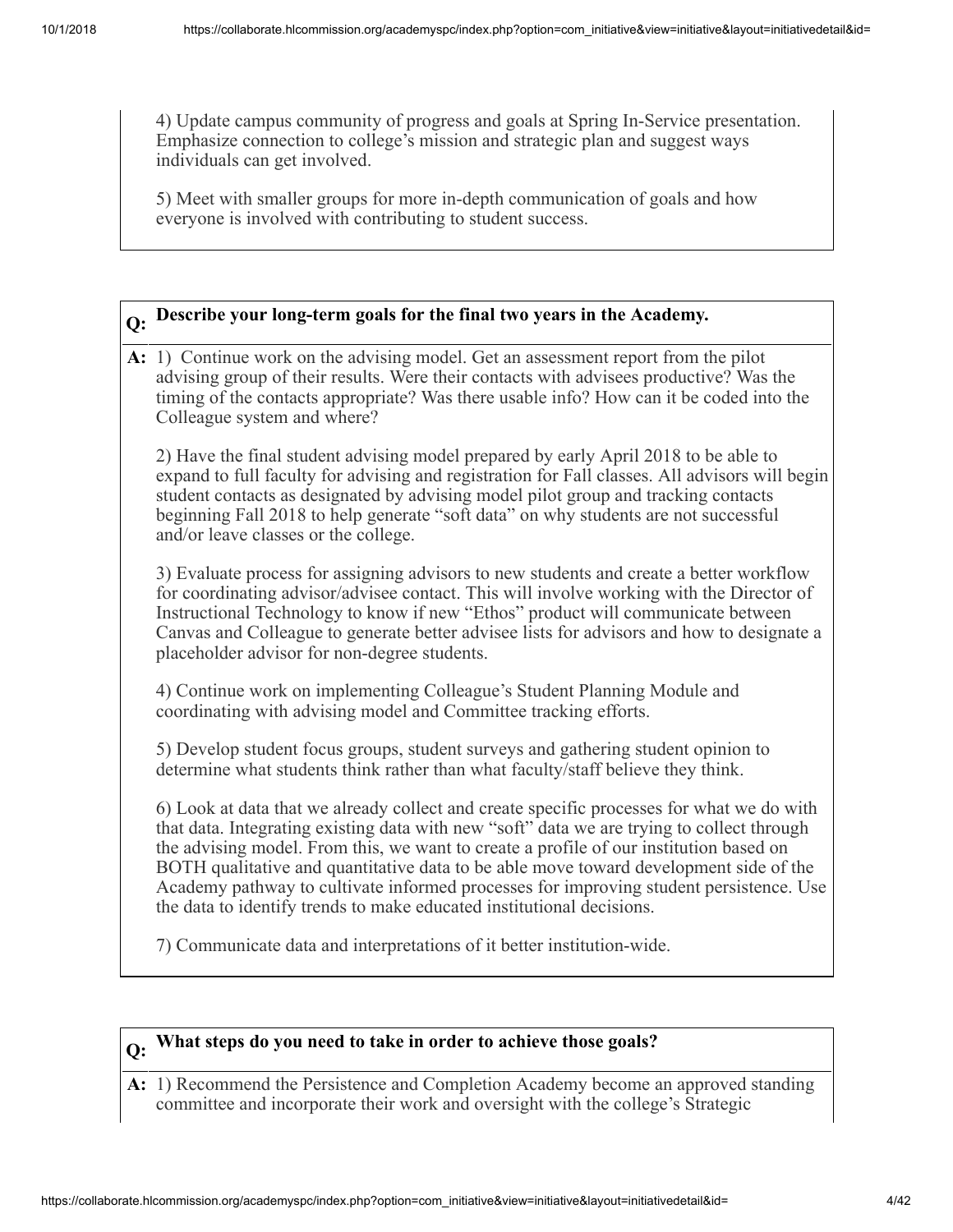4) Update campus community of progress and goals at Spring In-Service presentation. Emphasize connection to college's mission and strategic plan and suggest ways individuals can get involved.

5) Meet with smaller groups for more in-depth communication of goals and how everyone is involved with contributing to student success.

**Q: Describe your long-term goals for the final two years in the Academy.**

**A:** 1) Continue work on the advising model. Get an assessment report from the pilot advising group of their results. Were their contacts with advisees productive? Was the timing of the contacts appropriate? Was there usable info? How can it be coded into the Colleague system and where?

2) Have the final student advising model prepared by early April 2018 to be able to expand to full faculty for advising and registration for Fall classes. All advisors will begin student contacts as designated by advising model pilot group and tracking contacts beginning Fall 2018 to help generate "soft data" on why students are not successful and/or leave classes or the college.

3) Evaluate process for assigning advisors to new students and create a better workflow for coordinating advisor/advisee contact. This will involve working with the Director of Instructional Technology to know if new "Ethos" product will communicate between Canvas and Colleague to generate better advisee lists for advisors and how to designate a placeholder advisor for non-degree students.

4) Continue work on implementing Colleague's Student Planning Module and coordinating with advising model and Committee tracking efforts.

5) Develop student focus groups, student surveys and gathering student opinion to determine what students think rather than what faculty/staff believe they think.

6) Look at data that we already collect and create specific processes for what we do with that data. Integrating existing data with new "soft" data we are trying to collect through the advising model. From this, we want to create a profile of our institution based on BOTH qualitative and quantitative data to be able move toward development side of the Academy pathway to cultivate informed processes for improving student persistence. Use the data to identify trends to make educated institutional decisions.

7) Communicate data and interpretations of it better institution-wide.

**Q: What steps do you need to take in order to achieve those goals?**

**A:** 1) Recommend the Persistence and Completion Academy become an approved standing committee and incorporate their work and oversight with the college's Strategic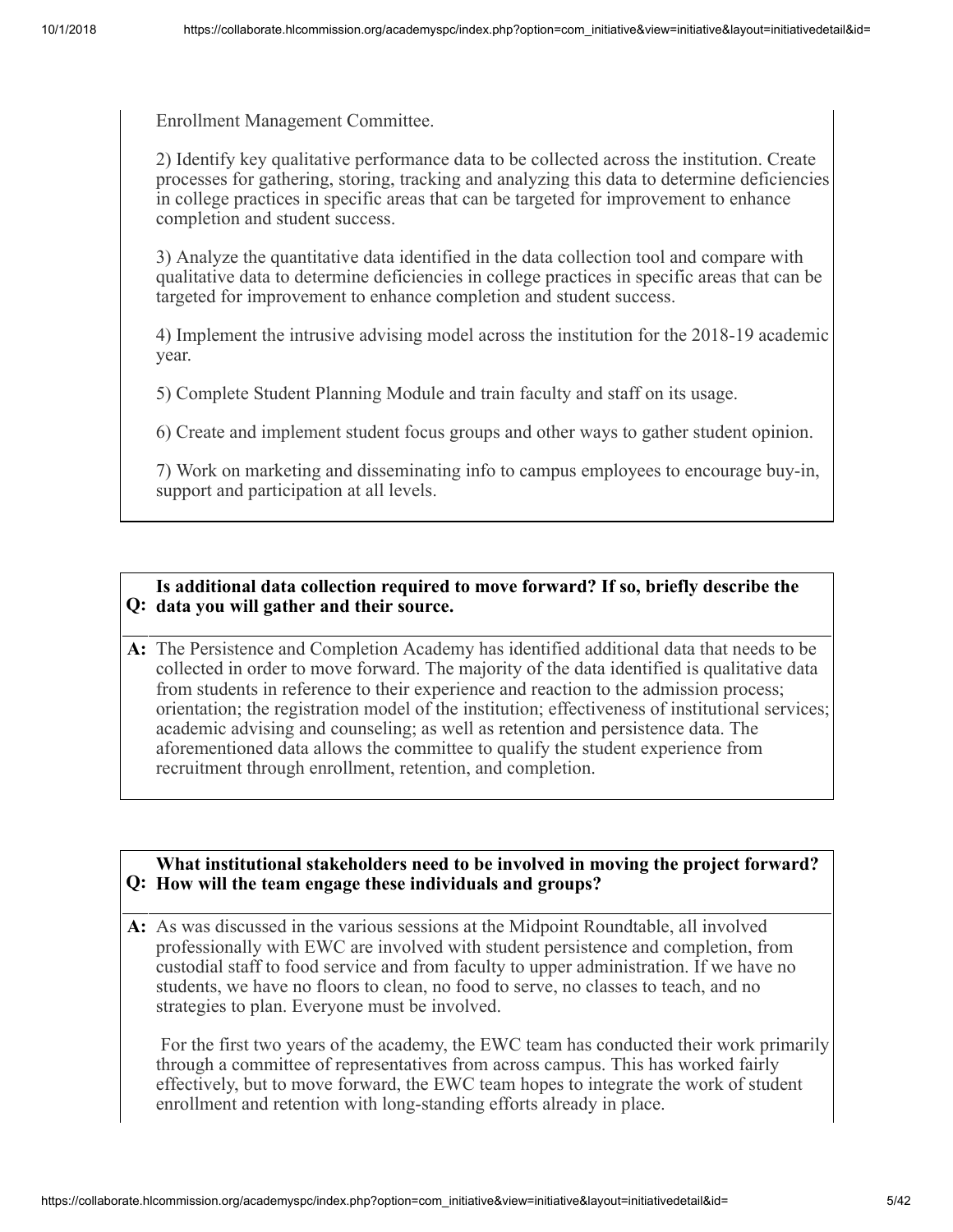Enrollment Management Committee.

2) Identify key qualitative performance data to be collected across the institution. Create processes for gathering, storing, tracking and analyzing this data to determine deficiencies in college practices in specific areas that can be targeted for improvement to enhance completion and student success.

3) Analyze the quantitative data identified in the data collection tool and compare with qualitative data to determine deficiencies in college practices in specific areas that can be targeted for improvement to enhance completion and student success.

4) Implement the intrusive advising model across the institution for the 2018-19 academic year.

5) Complete Student Planning Module and train faculty and staff on its usage.

6) Create and implement student focus groups and other ways to gather student opinion.

7) Work on marketing and disseminating info to campus employees to encourage buy-in, support and participation at all levels.

**Q: Is additional data collection required to move forward? If so, briefly describe the data you will gather and their source.**

**A:** The Persistence and Completion Academy has identified additional data that needs to be collected in order to move forward. The majority of the data identified is qualitative data from students in reference to their experience and reaction to the admission process; orientation; the registration model of the institution; effectiveness of institutional services; academic advising and counseling; as well as retention and persistence data. The aforementioned data allows the committee to qualify the student experience from recruitment through enrollment, retention, and completion.

**Q: What institutional stakeholders need to be involved in moving the project forward? How will the team engage these individuals and groups?**

**A:** As was discussed in the various sessions at the Midpoint Roundtable, all involved professionally with EWC are involved with student persistence and completion, from custodial staff to food service and from faculty to upper administration. If we have no students, we have no floors to clean, no food to serve, no classes to teach, and no strategies to plan. Everyone must be involved.

For the first two years of the academy, the EWC team has conducted their work primarily through a committee of representatives from across campus. This has worked fairly effectively, but to move forward, the EWC team hopes to integrate the work of student enrollment and retention with long-standing efforts already in place.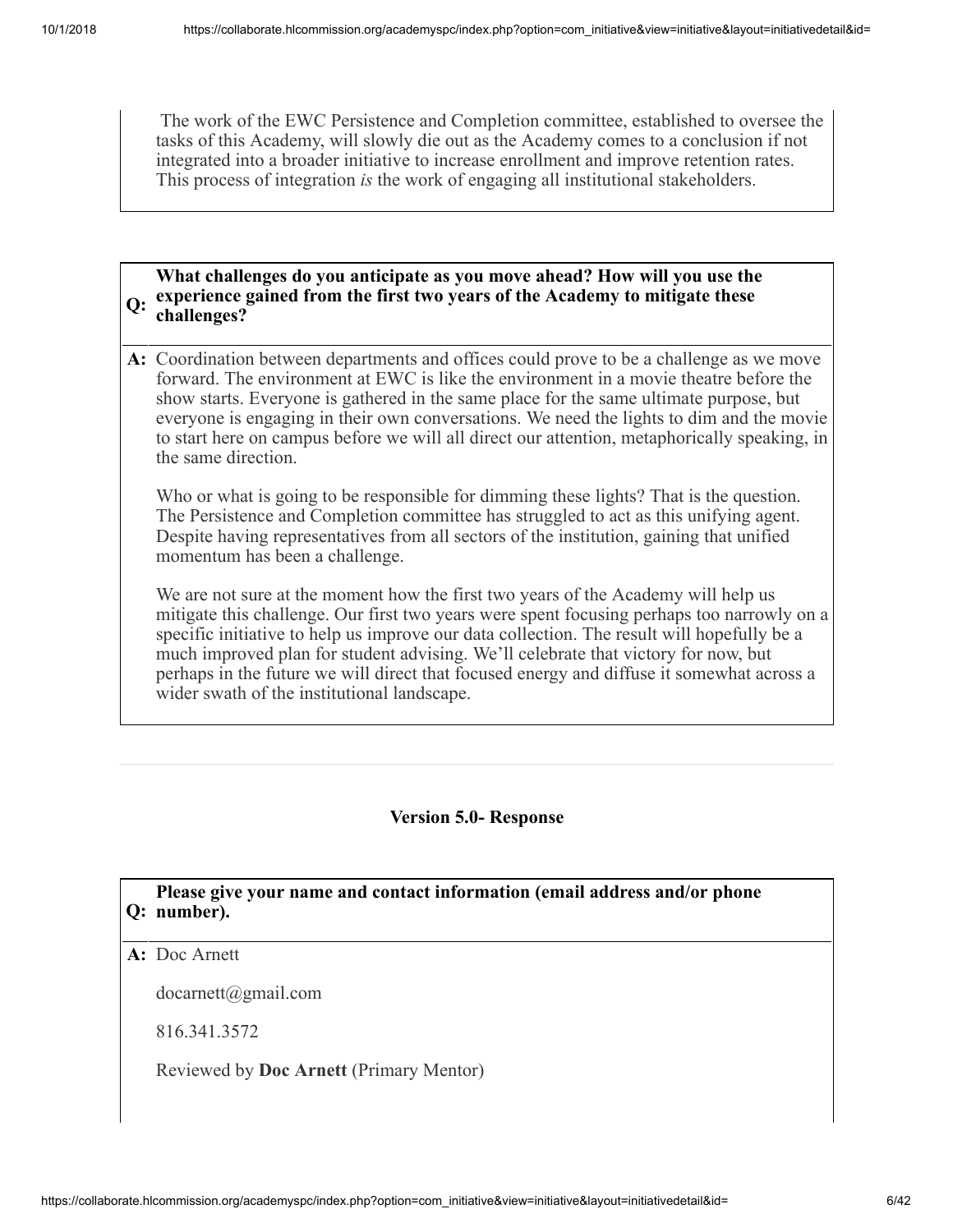The work of the EWC Persistence and Completion committee, established to oversee the tasks of this Academy, will slowly die out as the Academy comes to a conclusion if not integrated into a broader initiative to increase enrollment and improve retention rates. This process of integration *is* the work of engaging all institutional stakeholders.

**Q: What challenges do you anticipate as you move ahead? How will you use the experience gained from the first two years of the Academy to mitigate these challenges?**

**A:** Coordination between departments and offices could prove to be a challenge as we move forward. The environment at EWC is like the environment in a movie theatre before the show starts. Everyone is gathered in the same place for the same ultimate purpose, but everyone is engaging in their own conversations. We need the lights to dim and the movie to start here on campus before we will all direct our attention, metaphorically speaking, in the same direction.

Who or what is going to be responsible for dimming these lights? That is the question. The Persistence and Completion committee has struggled to act as this unifying agent. Despite having representatives from all sectors of the institution, gaining that unified momentum has been a challenge.

We are not sure at the moment how the first two years of the Academy will help us mitigate this challenge. Our first two years were spent focusing perhaps too narrowly on a specific initiative to help us improve our data collection. The result will hopefully be a much improved plan for student advising. We'll celebrate that victory for now, but perhaps in the future we will direct that focused energy and diffuse it somewhat across a wider swath of the institutional landscape.

---

## Version 5.0- Response

**Q: Please give your name and contact information (email address and/or phone number).**

**A:** Doc Arnett

docarnett@gmail.com

816.341.3572

Reviewed by **Doc Arnett** (Primary Mentor)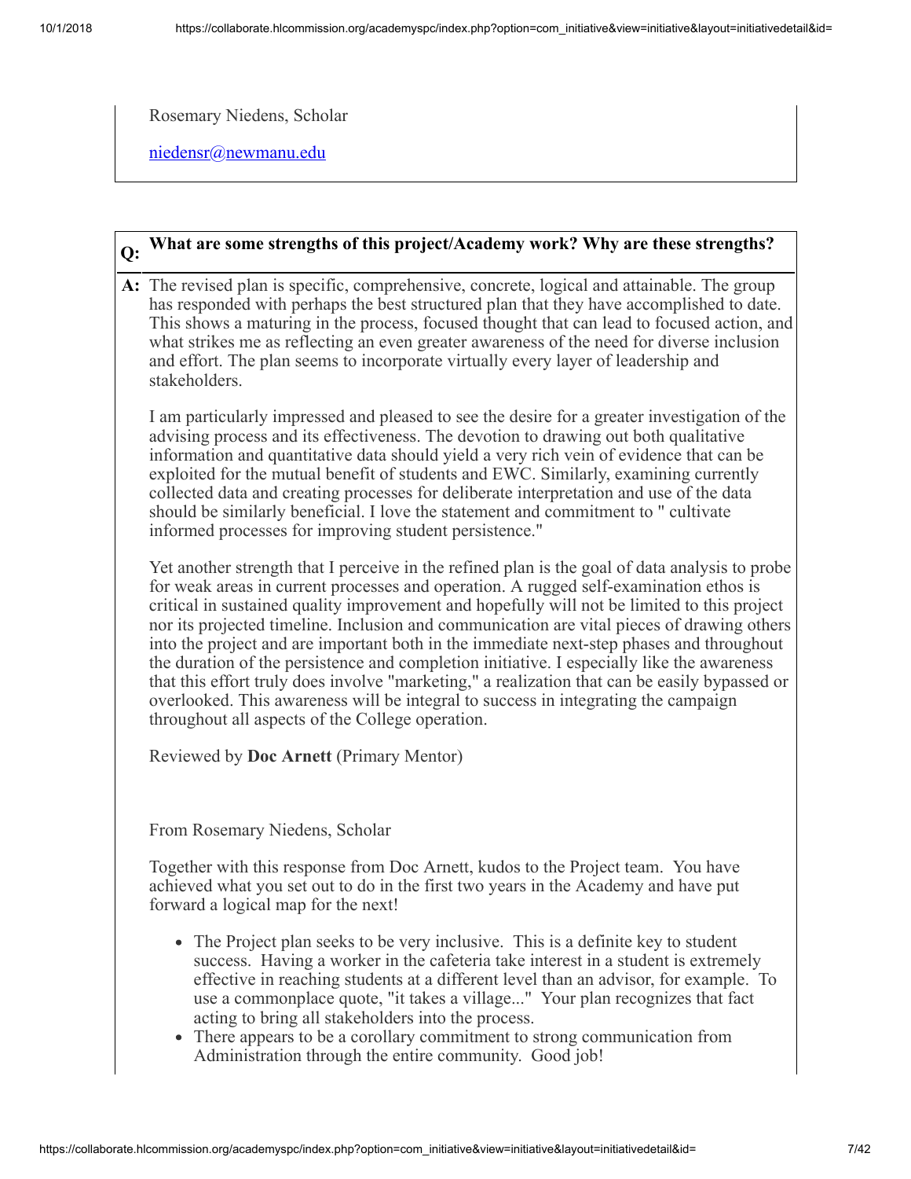Rosemary Niedens, Scholar

niedensr@newmanu.edu

**Q: What are some strengths of this project/Academy work? Why are these strengths?**

**A:** The revised plan is specific, comprehensive, concrete, logical and attainable. The group has responded with perhaps the best structured plan that they have accomplished to date. This shows a maturing in the process, focused thought that can lead to focused action, and what strikes me as reflecting an even greater awareness of the need for diverse inclusion and effort. The plan seems to incorporate virtually every layer of leadership and stakeholders.

I am particularly impressed and pleased to see the desire for a greater investigation of the advising process and its effectiveness. The devotion to drawing out both qualitative information and quantitative data should yield a very rich vein of evidence that can be exploited for the mutual benefit of students and EWC. Similarly, examining currently collected data and creating processes for deliberate interpretation and use of the data should be similarly beneficial. I love the statement and commitment to " cultivate informed processes for improving student persistence."

Yet another strength that I perceive in the refined plan is the goal of data analysis to probe for weak areas in current processes and operation. A rugged self-examination ethos is critical in sustained quality improvement and hopefully will not be limited to this project nor its projected timeline. Inclusion and communication are vital pieces of drawing others into the project and are important both in the immediate next-step phases and throughout the duration of the persistence and completion initiative. I especially like the awareness that this effort truly does involve "marketing," a realization that can be easily bypassed or overlooked. This awareness will be integral to success in integrating the campaign throughout all aspects of the College operation.

Reviewed by **Doc Arnett** (Primary Mentor)

From Rosemary Niedens, Scholar

Together with this response from Doc Arnett, kudos to the Project team. You have achieved what you set out to do in the first two years in the Academy and have put forward a logical map for the next!

- The Project plan seeks to be very inclusive. This is a definite key to student success. Having a worker in the cafeteria take interest in a student is extremely effective in reaching students at a different level than an advisor, for example. To use a commonplace quote, "it takes a village..." Your plan recognizes that fact acting to bring all stakeholders into the process.
- There appears to be a corollary commitment to strong communication from Administration through the entire community. Good job!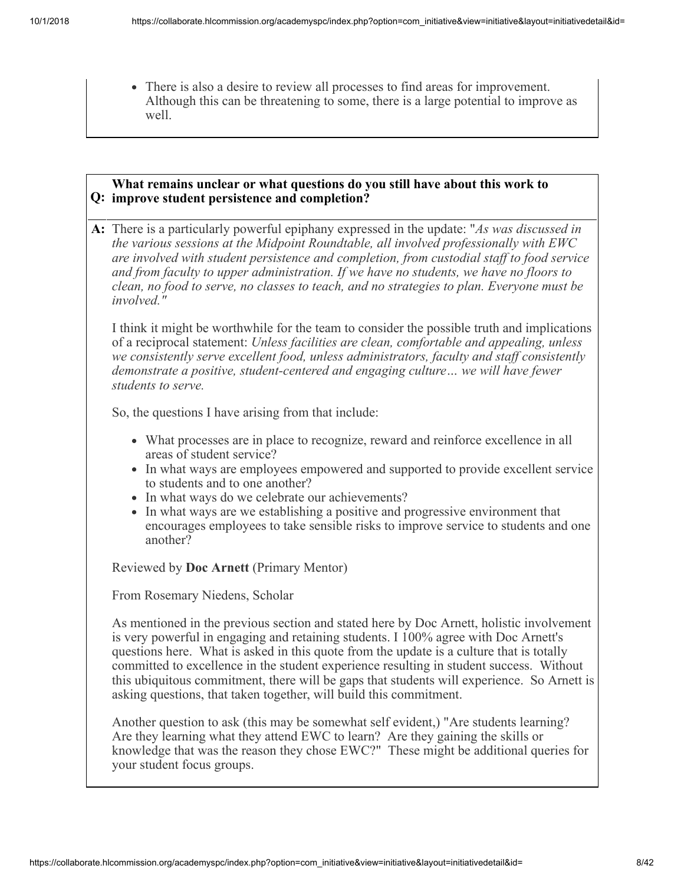- There is also a desire to review all processes to find areas for improvement. Although this can be threatening to some, there is a large potential to improve as well.

**Q: What remains unclear or what questions do you still have about this work to improve student persistence and completion?**

**A:** There is a particularly powerful epiphany expressed in the update: "*As was discussed in the various sessions at the Midpoint Roundtable, all involved professionally with EWC are involved with student persistence and completion, from custodial staff to food service and from faculty to upper administration. If we have no students, we have no floors to clean, no food to serve, no classes to teach, and no strategies to plan. Everyone must be involved."*

I think it might be worthwhile for the team to consider the possible truth and implications of a reciprocal statement: *Unless facilities are clean, comfortable and appealing, unless we consistently serve excellent food, unless administrators, faculty and staff consistently demonstrate a positive, student-centered and engaging culture… we will have fewer students to serve.*

So, the questions I have arising from that include:

- What processes are in place to recognize, reward and reinforce excellence in all areas of student service?
- In what ways are employees empowered and supported to provide excellent service to students and to one another?
- In what ways do we celebrate our achievements?
- In what ways are we establishing a positive and progressive environment that encourages employees to take sensible risks to improve service to students and one another?

Reviewed by **Doc Arnett** (Primary Mentor)

From Rosemary Niedens, Scholar

As mentioned in the previous section and stated here by Doc Arnett, holistic involvement is very powerful in engaging and retaining students. I 100% agree with Doc Arnett's questions here. What is asked in this quote from the update is a culture that is totally committed to excellence in the student experience resulting in student success. Without this ubiquitous commitment, there will be gaps that students will experience. So Arnett is asking questions, that taken together, will build this commitment.

Another question to ask (this may be somewhat self evident,) "Are students learning? Are they learning what they attend EWC to learn? Are they gaining the skills or knowledge that was the reason they chose EWC?" These might be additional queries for your student focus groups.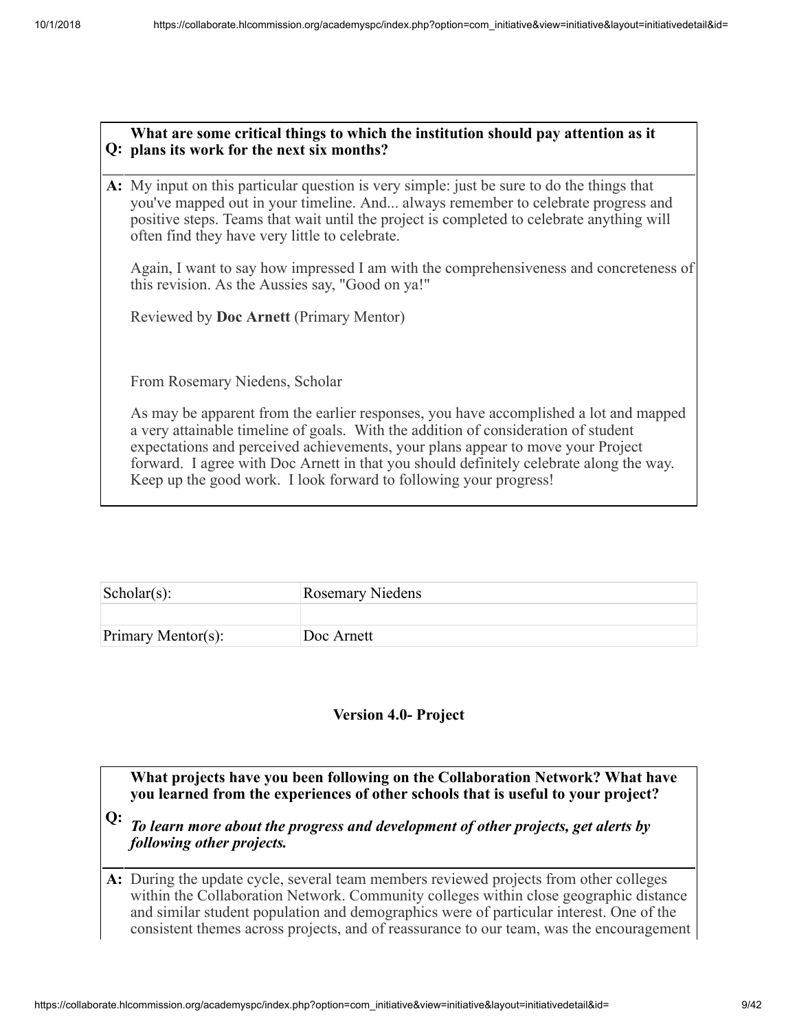**Q: What are some critical things to which the institution should pay attention as it plans its work for the next six months?**

**A:** My input on this particular question is very simple: just be sure to do the things that you've mapped out in your timeline. And... always remember to celebrate progress and positive steps. Teams that wait until the project is completed to celebrate anything will often find they have very little to celebrate.

Again, I want to say how impressed I am with the comprehensiveness and concreteness of this revision. As the Aussies say, "Good on ya!"

Reviewed by **Doc Arnett** (Primary Mentor)

From Rosemary Niedens, Scholar

As may be apparent from the earlier responses, you have accomplished a lot and mapped a very attainable timeline of goals. With the addition of consideration of student expectations and perceived achievements, your plans appear to move your Project forward. I agree with Doc Arnett in that you should definitely celebrate along the way. Keep up the good work. I look forward to following your progress!

| Scholar(s): | Rosemary Niedens |
|---|---|
| | |
| Primary Mentor(s): | Doc Arnett |

### Version 4.0- Project

**Q: What projects have you been following on the Collaboration Network? What have you learned from the experiences of other schools that is useful to your project?**

***To learn more about the progress and development of other projects, get alerts by following other projects.***

**A:** During the update cycle, several team members reviewed projects from other colleges within the Collaboration Network. Community colleges within close geographic distance and similar student population and demographics were of particular interest. One of the consistent themes across projects, and of reassurance to our team, was the encouragement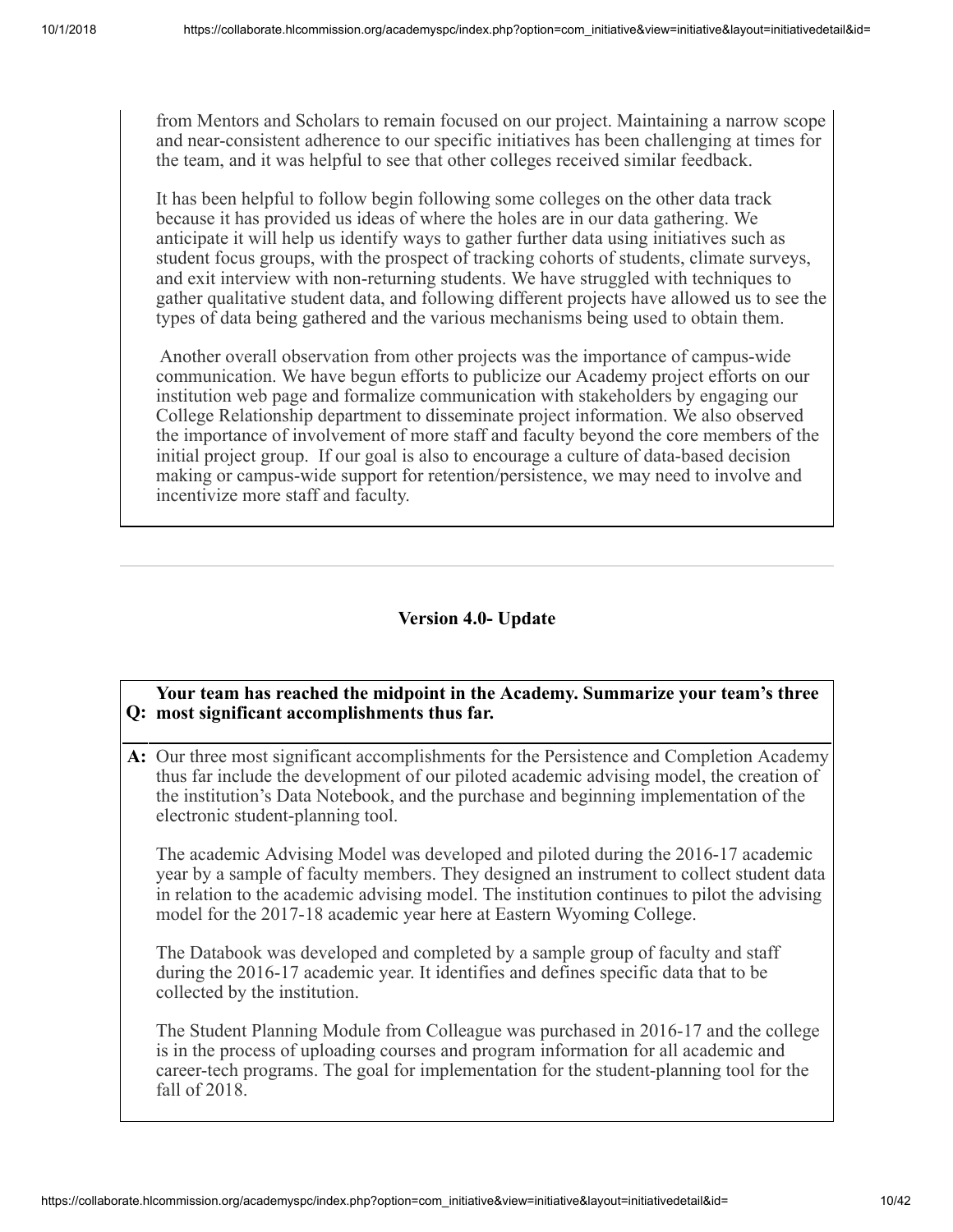from Mentors and Scholars to remain focused on our project. Maintaining a narrow scope and near-consistent adherence to our specific initiatives has been challenging at times for the team, and it was helpful to see that other colleges received similar feedback.

It has been helpful to follow begin following some colleges on the other data track because it has provided us ideas of where the holes are in our data gathering. We anticipate it will help us identify ways to gather further data using initiatives such as student focus groups, with the prospect of tracking cohorts of students, climate surveys, and exit interview with non-returning students. We have struggled with techniques to gather qualitative student data, and following different projects have allowed us to see the types of data being gathered and the various mechanisms being used to obtain them.

Another overall observation from other projects was the importance of campus-wide communication. We have begun efforts to publicize our Academy project efforts on our institution web page and formalize communication with stakeholders by engaging our College Relationship department to disseminate project information. We also observed the importance of involvement of more staff and faculty beyond the core members of the initial project group. If our goal is also to encourage a culture of data-based decision making or campus-wide support for retention/persistence, we may need to involve and incentivize more staff and faculty.

---

## Version 4.0- Update

**Q: Your team has reached the midpoint in the Academy. Summarize your team's three most significant accomplishments thus far.**

**A:** Our three most significant accomplishments for the Persistence and Completion Academy thus far include the development of our piloted academic advising model, the creation of the institution's Data Notebook, and the purchase and beginning implementation of the electronic student-planning tool.

The academic Advising Model was developed and piloted during the 2016-17 academic year by a sample of faculty members. They designed an instrument to collect student data in relation to the academic advising model. The institution continues to pilot the advising model for the 2017-18 academic year here at Eastern Wyoming College.

The Databook was developed and completed by a sample group of faculty and staff during the 2016-17 academic year. It identifies and defines specific data that to be collected by the institution.

The Student Planning Module from Colleague was purchased in 2016-17 and the college is in the process of uploading courses and program information for all academic and career-tech programs. The goal for implementation for the student-planning tool for the fall of 2018.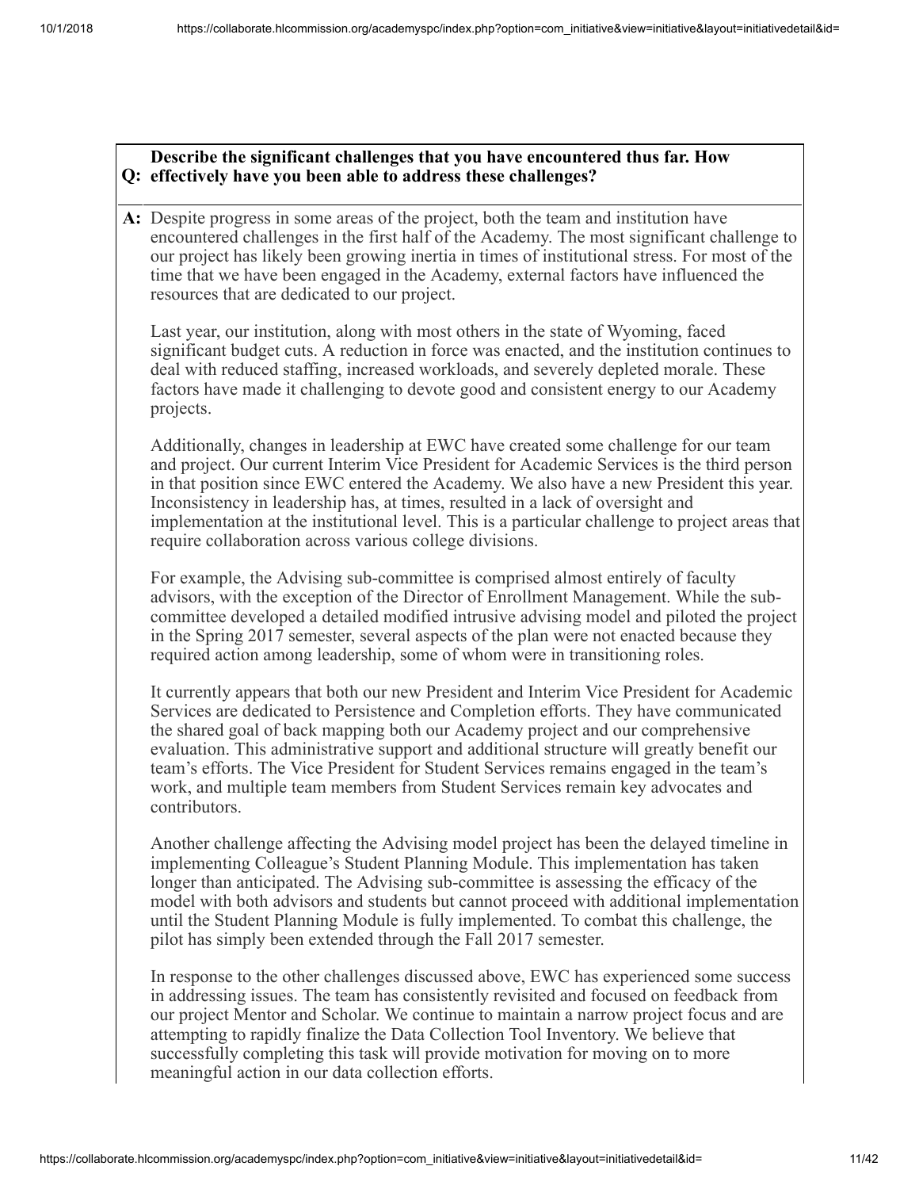**Q: Describe the significant challenges that you have encountered thus far. How effectively have you been able to address these challenges?**

**A:** Despite progress in some areas of the project, both the team and institution have encountered challenges in the first half of the Academy. The most significant challenge to our project has likely been growing inertia in times of institutional stress. For most of the time that we have been engaged in the Academy, external factors have influenced the resources that are dedicated to our project.

Last year, our institution, along with most others in the state of Wyoming, faced significant budget cuts. A reduction in force was enacted, and the institution continues to deal with reduced staffing, increased workloads, and severely depleted morale. These factors have made it challenging to devote good and consistent energy to our Academy projects.

Additionally, changes in leadership at EWC have created some challenge for our team and project. Our current Interim Vice President for Academic Services is the third person in that position since EWC entered the Academy. We also have a new President this year. Inconsistency in leadership has, at times, resulted in a lack of oversight and implementation at the institutional level. This is a particular challenge to project areas that require collaboration across various college divisions.

For example, the Advising sub-committee is comprised almost entirely of faculty advisors, with the exception of the Director of Enrollment Management. While the sub-committee developed a detailed modified intrusive advising model and piloted the project in the Spring 2017 semester, several aspects of the plan were not enacted because they required action among leadership, some of whom were in transitioning roles.

It currently appears that both our new President and Interim Vice President for Academic Services are dedicated to Persistence and Completion efforts. They have communicated the shared goal of back mapping both our Academy project and our comprehensive evaluation. This administrative support and additional structure will greatly benefit our team's efforts. The Vice President for Student Services remains engaged in the team's work, and multiple team members from Student Services remain key advocates and contributors.

Another challenge affecting the Advising model project has been the delayed timeline in implementing Colleague's Student Planning Module. This implementation has taken longer than anticipated. The Advising sub-committee is assessing the efficacy of the model with both advisors and students but cannot proceed with additional implementation until the Student Planning Module is fully implemented. To combat this challenge, the pilot has simply been extended through the Fall 2017 semester.

In response to the other challenges discussed above, EWC has experienced some success in addressing issues. The team has consistently revisited and focused on feedback from our project Mentor and Scholar. We continue to maintain a narrow project focus and are attempting to rapidly finalize the Data Collection Tool Inventory. We believe that successfully completing this task will provide motivation for moving on to more meaningful action in our data collection efforts.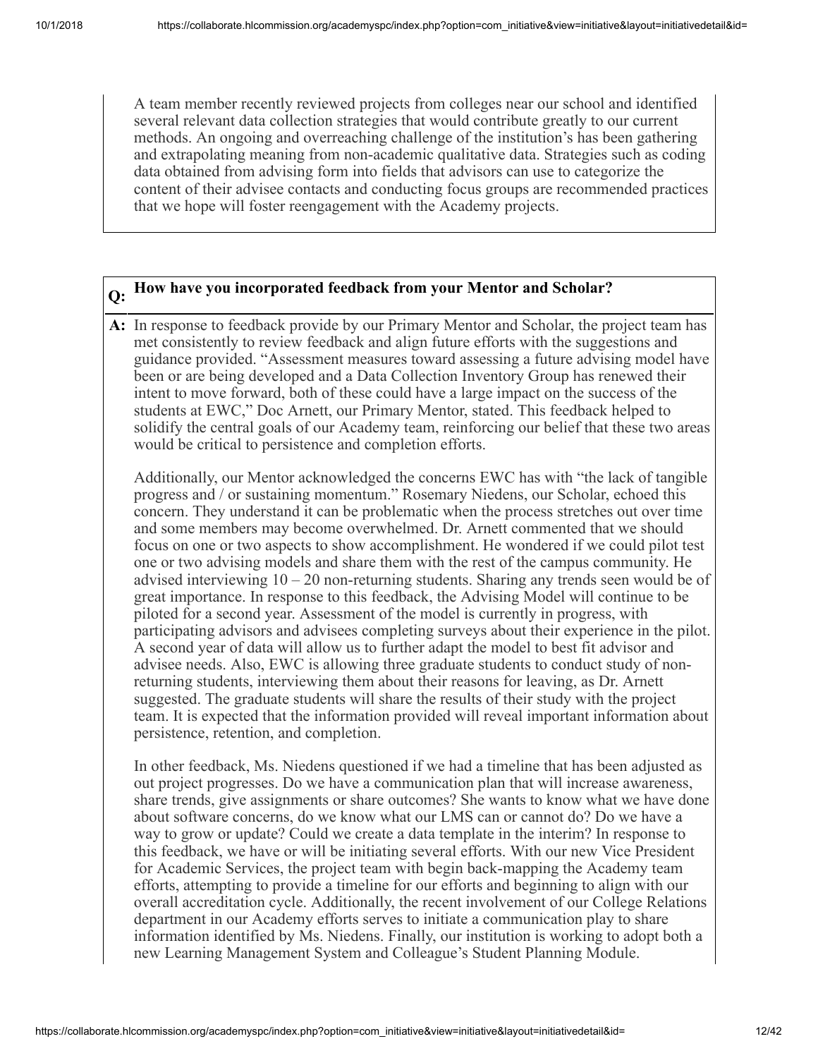A team member recently reviewed projects from colleges near our school and identified several relevant data collection strategies that would contribute greatly to our current methods. An ongoing and overreaching challenge of the institution's has been gathering and extrapolating meaning from non-academic qualitative data. Strategies such as coding data obtained from advising form into fields that advisors can use to categorize the content of their advisee contacts and conducting focus groups are recommended practices that we hope will foster reengagement with the Academy projects.

**Q: How have you incorporated feedback from your Mentor and Scholar?**

**A:** In response to feedback provide by our Primary Mentor and Scholar, the project team has met consistently to review feedback and align future efforts with the suggestions and guidance provided. "Assessment measures toward assessing a future advising model have been or are being developed and a Data Collection Inventory Group has renewed their intent to move forward, both of these could have a large impact on the success of the students at EWC," Doc Arnett, our Primary Mentor, stated. This feedback helped to solidify the central goals of our Academy team, reinforcing our belief that these two areas would be critical to persistence and completion efforts.

Additionally, our Mentor acknowledged the concerns EWC has with "the lack of tangible progress and / or sustaining momentum." Rosemary Niedens, our Scholar, echoed this concern. They understand it can be problematic when the process stretches out over time and some members may become overwhelmed. Dr. Arnett commented that we should focus on one or two aspects to show accomplishment. He wondered if we could pilot test one or two advising models and share them with the rest of the campus community. He advised interviewing 10 – 20 non-returning students. Sharing any trends seen would be of great importance. In response to this feedback, the Advising Model will continue to be piloted for a second year. Assessment of the model is currently in progress, with participating advisors and advisees completing surveys about their experience in the pilot. A second year of data will allow us to further adapt the model to best fit advisor and advisee needs. Also, EWC is allowing three graduate students to conduct study of non-returning students, interviewing them about their reasons for leaving, as Dr. Arnett suggested. The graduate students will share the results of their study with the project team. It is expected that the information provided will reveal important information about persistence, retention, and completion.

In other feedback, Ms. Niedens questioned if we had a timeline that has been adjusted as out project progresses. Do we have a communication plan that will increase awareness, share trends, give assignments or share outcomes? She wants to know what we have done about software concerns, do we know what our LMS can or cannot do? Do we have a way to grow or update? Could we create a data template in the interim? In response to this feedback, we have or will be initiating several efforts. With our new Vice President for Academic Services, the project team with begin back-mapping the Academy team efforts, attempting to provide a timeline for our efforts and beginning to align with our overall accreditation cycle. Additionally, the recent involvement of our College Relations department in our Academy efforts serves to initiate a communication play to share information identified by Ms. Niedens. Finally, our institution is working to adopt both a new Learning Management System and Colleague's Student Planning Module.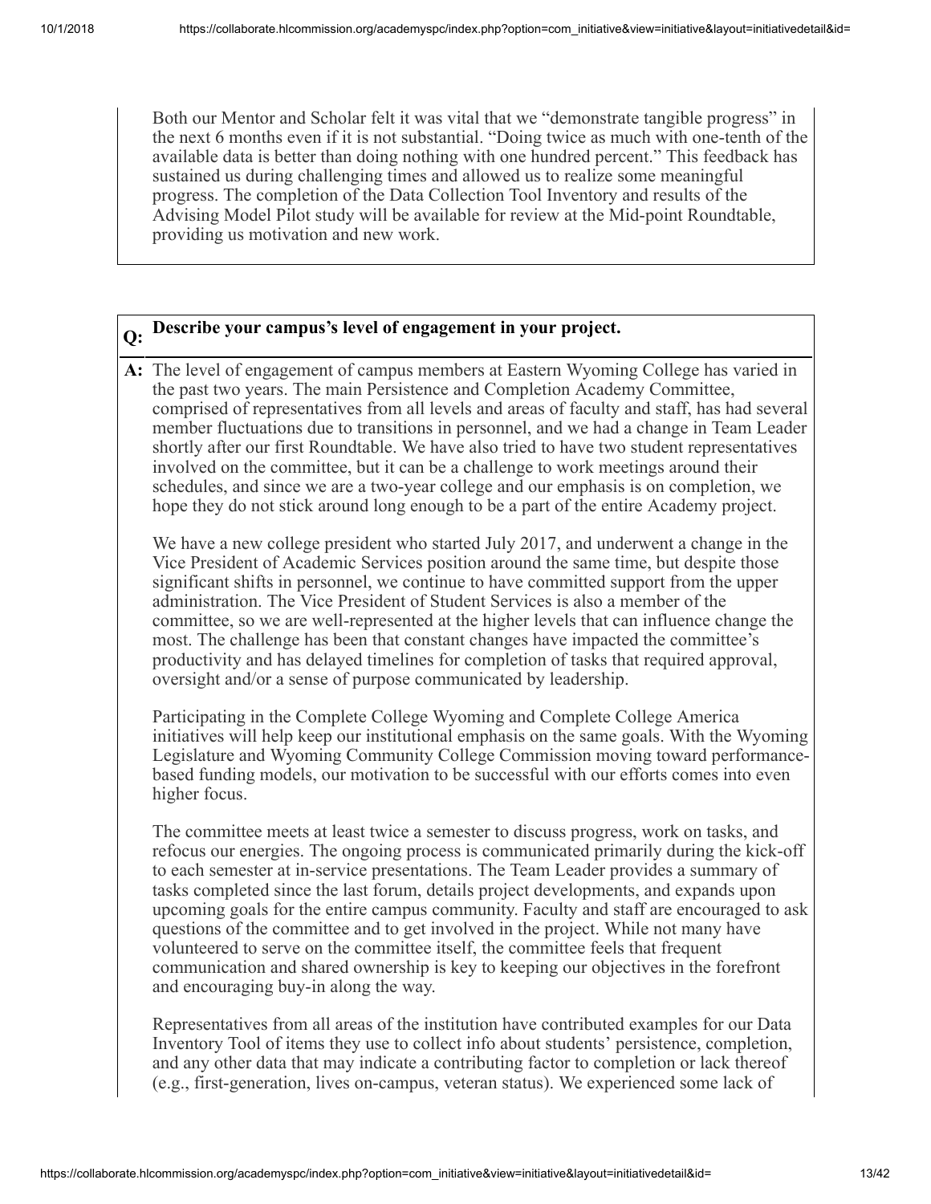Both our Mentor and Scholar felt it was vital that we "demonstrate tangible progress" in the next 6 months even if it is not substantial. "Doing twice as much with one-tenth of the available data is better than doing nothing with one hundred percent." This feedback has sustained us during challenging times and allowed us to realize some meaningful progress. The completion of the Data Collection Tool Inventory and results of the Advising Model Pilot study will be available for review at the Mid-point Roundtable, providing us motivation and new work.

**Q: Describe your campus's level of engagement in your project.**

**A:** The level of engagement of campus members at Eastern Wyoming College has varied in the past two years. The main Persistence and Completion Academy Committee, comprised of representatives from all levels and areas of faculty and staff, has had several member fluctuations due to transitions in personnel, and we had a change in Team Leader shortly after our first Roundtable. We have also tried to have two student representatives involved on the committee, but it can be a challenge to work meetings around their schedules, and since we are a two-year college and our emphasis is on completion, we hope they do not stick around long enough to be a part of the entire Academy project.

We have a new college president who started July 2017, and underwent a change in the Vice President of Academic Services position around the same time, but despite those significant shifts in personnel, we continue to have committed support from the upper administration. The Vice President of Student Services is also a member of the committee, so we are well-represented at the higher levels that can influence change the most. The challenge has been that constant changes have impacted the committee's productivity and has delayed timelines for completion of tasks that required approval, oversight and/or a sense of purpose communicated by leadership.

Participating in the Complete College Wyoming and Complete College America initiatives will help keep our institutional emphasis on the same goals. With the Wyoming Legislature and Wyoming Community College Commission moving toward performance-based funding models, our motivation to be successful with our efforts comes into even higher focus.

The committee meets at least twice a semester to discuss progress, work on tasks, and refocus our energies. The ongoing process is communicated primarily during the kick-off to each semester at in-service presentations. The Team Leader provides a summary of tasks completed since the last forum, details project developments, and expands upon upcoming goals for the entire campus community. Faculty and staff are encouraged to ask questions of the committee and to get involved in the project. While not many have volunteered to serve on the committee itself, the committee feels that frequent communication and shared ownership is key to keeping our objectives in the forefront and encouraging buy-in along the way.

Representatives from all areas of the institution have contributed examples for our Data Inventory Tool of items they use to collect info about students' persistence, completion, and any other data that may indicate a contributing factor to completion or lack thereof (e.g., first-generation, lives on-campus, veteran status). We experienced some lack of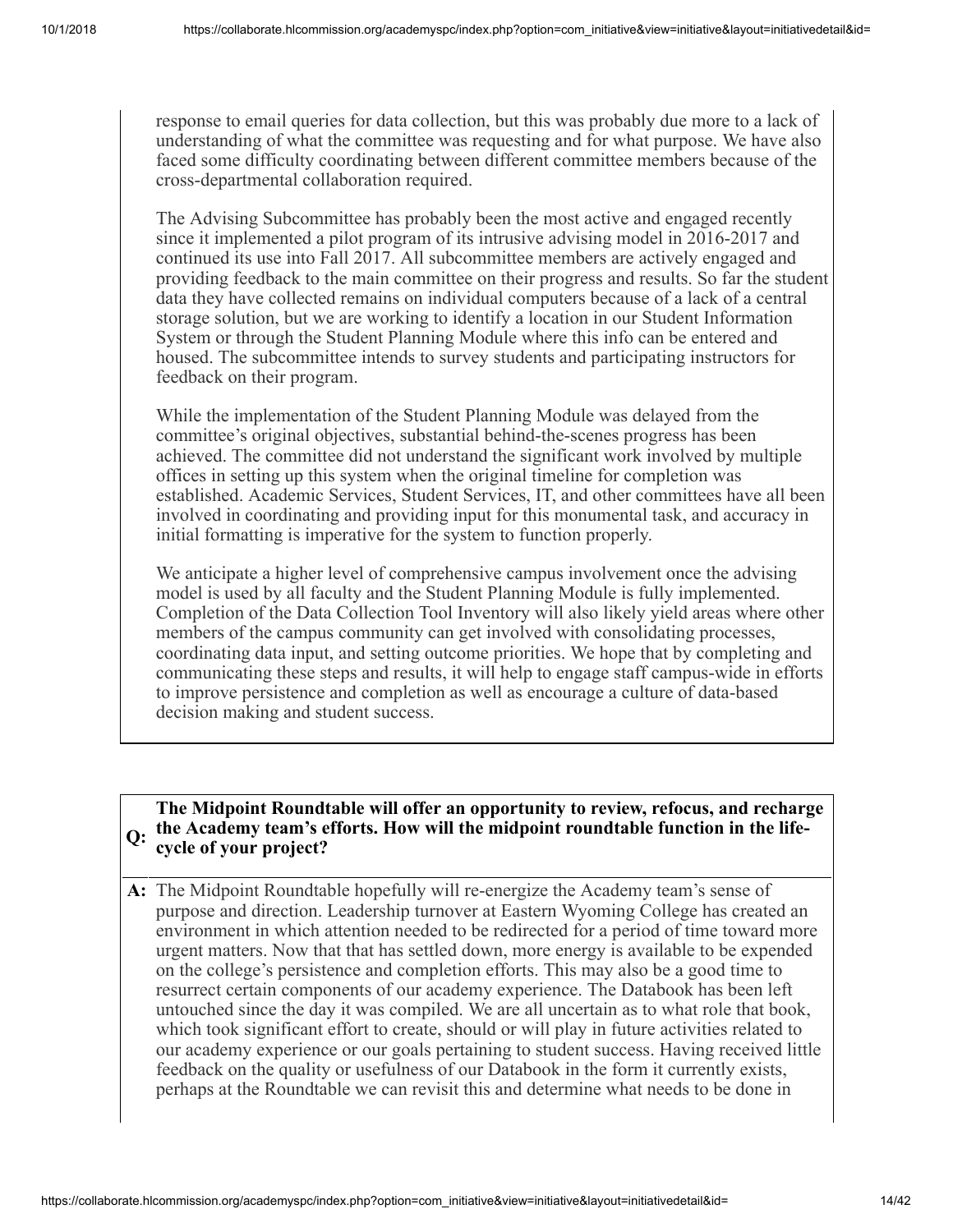response to email queries for data collection, but this was probably due more to a lack of understanding of what the committee was requesting and for what purpose. We have also faced some difficulty coordinating between different committee members because of the cross-departmental collaboration required.

The Advising Subcommittee has probably been the most active and engaged recently since it implemented a pilot program of its intrusive advising model in 2016-2017 and continued its use into Fall 2017. All subcommittee members are actively engaged and providing feedback to the main committee on their progress and results. So far the student data they have collected remains on individual computers because of a lack of a central storage solution, but we are working to identify a location in our Student Information System or through the Student Planning Module where this info can be entered and housed. The subcommittee intends to survey students and participating instructors for feedback on their program.

While the implementation of the Student Planning Module was delayed from the committee's original objectives, substantial behind-the-scenes progress has been achieved. The committee did not understand the significant work involved by multiple offices in setting up this system when the original timeline for completion was established. Academic Services, Student Services, IT, and other committees have all been involved in coordinating and providing input for this monumental task, and accuracy in initial formatting is imperative for the system to function properly.

We anticipate a higher level of comprehensive campus involvement once the advising model is used by all faculty and the Student Planning Module is fully implemented. Completion of the Data Collection Tool Inventory will also likely yield areas where other members of the campus community can get involved with consolidating processes, coordinating data input, and setting outcome priorities. We hope that by completing and communicating these steps and results, it will help to engage staff campus-wide in efforts to improve persistence and completion as well as encourage a culture of data-based decision making and student success.

**Q: The Midpoint Roundtable will offer an opportunity to review, refocus, and recharge the Academy team's efforts. How will the midpoint roundtable function in the life-cycle of your project?**

**A:** The Midpoint Roundtable hopefully will re-energize the Academy team's sense of purpose and direction. Leadership turnover at Eastern Wyoming College has created an environment in which attention needed to be redirected for a period of time toward more urgent matters. Now that that has settled down, more energy is available to be expended on the college's persistence and completion efforts. This may also be a good time to resurrect certain components of our academy experience. The Databook has been left untouched since the day it was compiled. We are all uncertain as to what role that book, which took significant effort to create, should or will play in future activities related to our academy experience or our goals pertaining to student success. Having received little feedback on the quality or usefulness of our Databook in the form it currently exists, perhaps at the Roundtable we can revisit this and determine what needs to be done in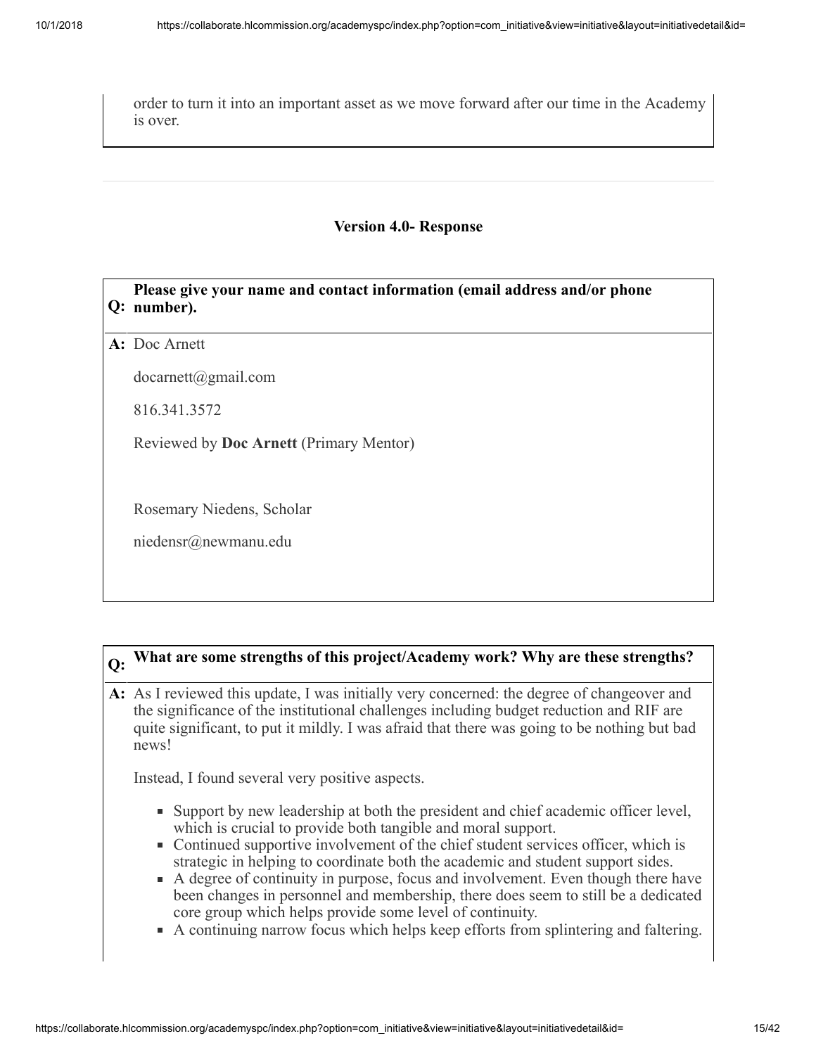order to turn it into an important asset as we move forward after our time in the Academy is over.

---

**Version 4.0- Response**

**Q: Please give your name and contact information (email address and/or phone number).**

**A:** Doc Arnett

docarnett@gmail.com

816.341.3572

Reviewed by **Doc Arnett** (Primary Mentor)

Rosemary Niedens, Scholar

niedensr@newmanu.edu

**Q: What are some strengths of this project/Academy work? Why are these strengths?**

**A:** As I reviewed this update, I was initially very concerned: the degree of changeover and the significance of the institutional challenges including budget reduction and RIF are quite significant, to put it mildly. I was afraid that there was going to be nothing but bad news!

Instead, I found several very positive aspects.

- Support by new leadership at both the president and chief academic officer level, which is crucial to provide both tangible and moral support.
- Continued supportive involvement of the chief student services officer, which is strategic in helping to coordinate both the academic and student support sides.
- A degree of continuity in purpose, focus and involvement. Even though there have been changes in personnel and membership, there does seem to still be a dedicated core group which helps provide some level of continuity.
- A continuing narrow focus which helps keep efforts from splintering and faltering.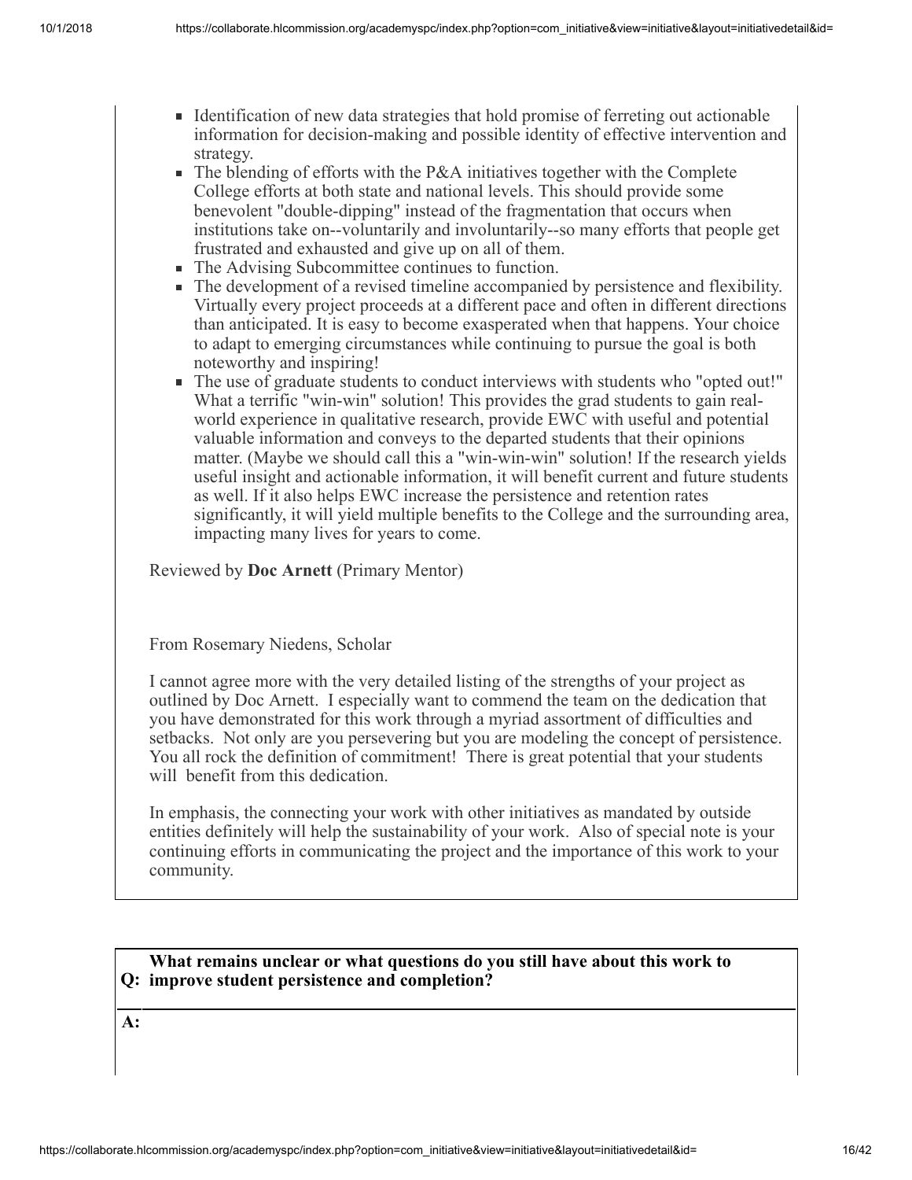- Identification of new data strategies that hold promise of ferreting out actionable information for decision-making and possible identity of effective intervention and strategy.
- The blending of efforts with the P&A initiatives together with the Complete College efforts at both state and national levels. This should provide some benevolent "double-dipping" instead of the fragmentation that occurs when institutions take on--voluntarily and involuntarily--so many efforts that people get frustrated and exhausted and give up on all of them.
- The Advising Subcommittee continues to function.
- The development of a revised timeline accompanied by persistence and flexibility. Virtually every project proceeds at a different pace and often in different directions than anticipated. It is easy to become exasperated when that happens. Your choice to adapt to emerging circumstances while continuing to pursue the goal is both noteworthy and inspiring!
- The use of graduate students to conduct interviews with students who "opted out!" What a terrific "win-win" solution! This provides the grad students to gain real-world experience in qualitative research, provide EWC with useful and potential valuable information and conveys to the departed students that their opinions matter. (Maybe we should call this a "win-win-win" solution! If the research yields useful insight and actionable information, it will benefit current and future students as well. If it also helps EWC increase the persistence and retention rates significantly, it will yield multiple benefits to the College and the surrounding area, impacting many lives for years to come.

Reviewed by **Doc Arnett** (Primary Mentor)

From Rosemary Niedens, Scholar

I cannot agree more with the very detailed listing of the strengths of your project as outlined by Doc Arnett. I especially want to commend the team on the dedication that you have demonstrated for this work through a myriad assortment of difficulties and setbacks. Not only are you persevering but you are modeling the concept of persistence. You all rock the definition of commitment! There is great potential that your students will benefit from this dedication.

In emphasis, the connecting your work with other initiatives as mandated by outside entities definitely will help the sustainability of your work. Also of special note is your continuing efforts in communicating the project and the importance of this work to your community.

**Q: What remains unclear or what questions do you still have about this work to improve student persistence and completion?**

**A:**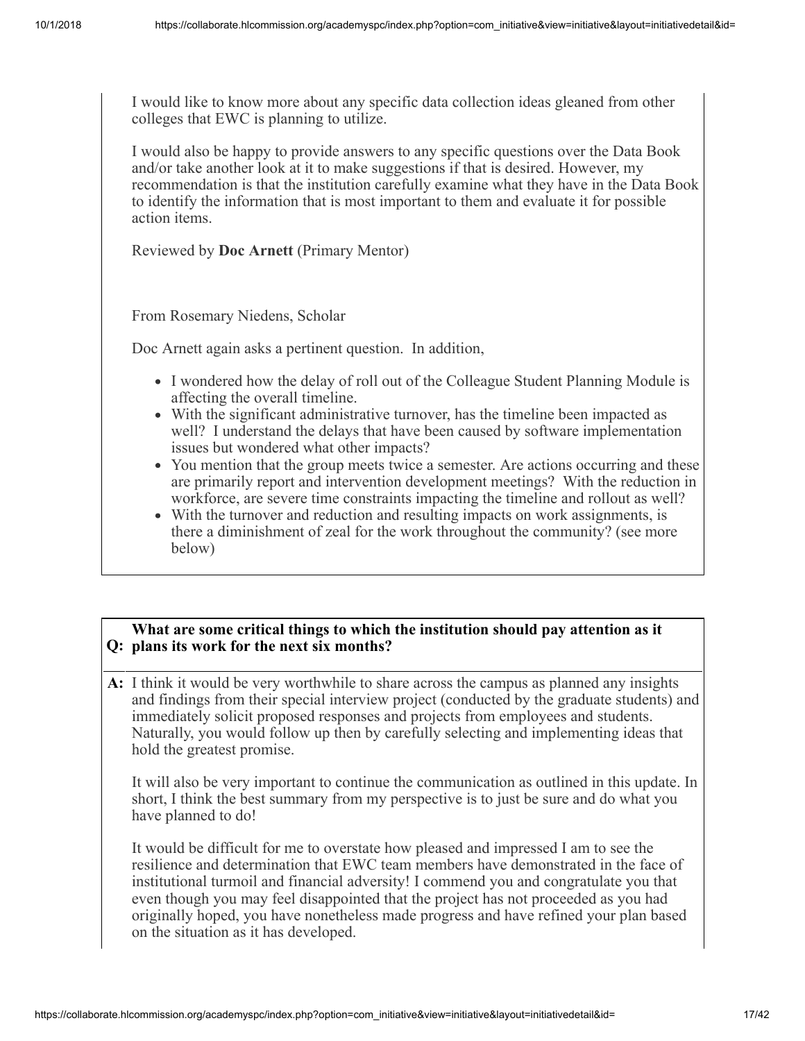I would like to know more about any specific data collection ideas gleaned from other colleges that EWC is planning to utilize.

I would also be happy to provide answers to any specific questions over the Data Book and/or take another look at it to make suggestions if that is desired. However, my recommendation is that the institution carefully examine what they have in the Data Book to identify the information that is most important to them and evaluate it for possible action items.

Reviewed by **Doc Arnett** (Primary Mentor)

From Rosemary Niedens, Scholar

Doc Arnett again asks a pertinent question. In addition,

- I wondered how the delay of roll out of the Colleague Student Planning Module is affecting the overall timeline.
- With the significant administrative turnover, has the timeline been impacted as well? I understand the delays that have been caused by software implementation issues but wondered what other impacts?
- You mention that the group meets twice a semester. Are actions occurring and these are primarily report and intervention development meetings? With the reduction in workforce, are severe time constraints impacting the timeline and rollout as well?
- With the turnover and reduction and resulting impacts on work assignments, is there a diminishment of zeal for the work throughout the community? (see more below)

**Q: What are some critical things to which the institution should pay attention as it plans its work for the next six months?**

**A:** I think it would be very worthwhile to share across the campus as planned any insights and findings from their special interview project (conducted by the graduate students) and immediately solicit proposed responses and projects from employees and students. Naturally, you would follow up then by carefully selecting and implementing ideas that hold the greatest promise.

It will also be very important to continue the communication as outlined in this update. In short, I think the best summary from my perspective is to just be sure and do what you have planned to do!

It would be difficult for me to overstate how pleased and impressed I am to see the resilience and determination that EWC team members have demonstrated in the face of institutional turmoil and financial adversity! I commend you and congratulate you that even though you may feel disappointed that the project has not proceeded as you had originally hoped, you have nonetheless made progress and have refined your plan based on the situation as it has developed.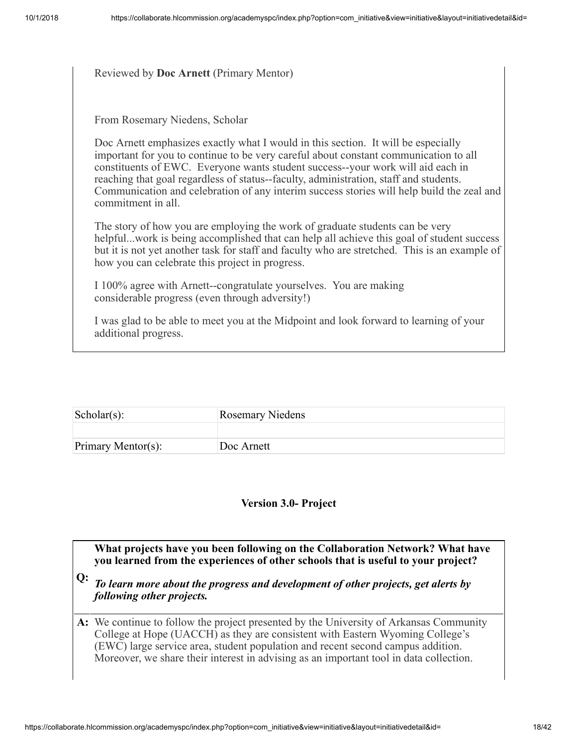Reviewed by **Doc Arnett** (Primary Mentor)

From Rosemary Niedens, Scholar

Doc Arnett emphasizes exactly what I would in this section. It will be especially important for you to continue to be very careful about constant communication to all constituents of EWC. Everyone wants student success--your work will aid each in reaching that goal regardless of status--faculty, administration, staff and students. Communication and celebration of any interim success stories will help build the zeal and commitment in all.

The story of how you are employing the work of graduate students can be very helpful...work is being accomplished that can help all achieve this goal of student success but it is not yet another task for staff and faculty who are stretched. This is an example of how you can celebrate this project in progress.

I 100% agree with Arnett--congratulate yourselves. You are making considerable progress (even through adversity!)

I was glad to be able to meet you at the Midpoint and look forward to learning of your additional progress.

| Scholar(s): | Rosemary Niedens |
|---|---|
| | |
| Primary Mentor(s): | Doc Arnett |

### Version 3.0- Project

**Q:** **What projects have you been following on the Collaboration Network? What have you learned from the experiences of other schools that is useful to your project?**

***To learn more about the progress and development of other projects, get alerts by following other projects.***

**A:** We continue to follow the project presented by the University of Arkansas Community College at Hope (UACCH) as they are consistent with Eastern Wyoming College's (EWC) large service area, student population and recent second campus addition. Moreover, we share their interest in advising as an important tool in data collection.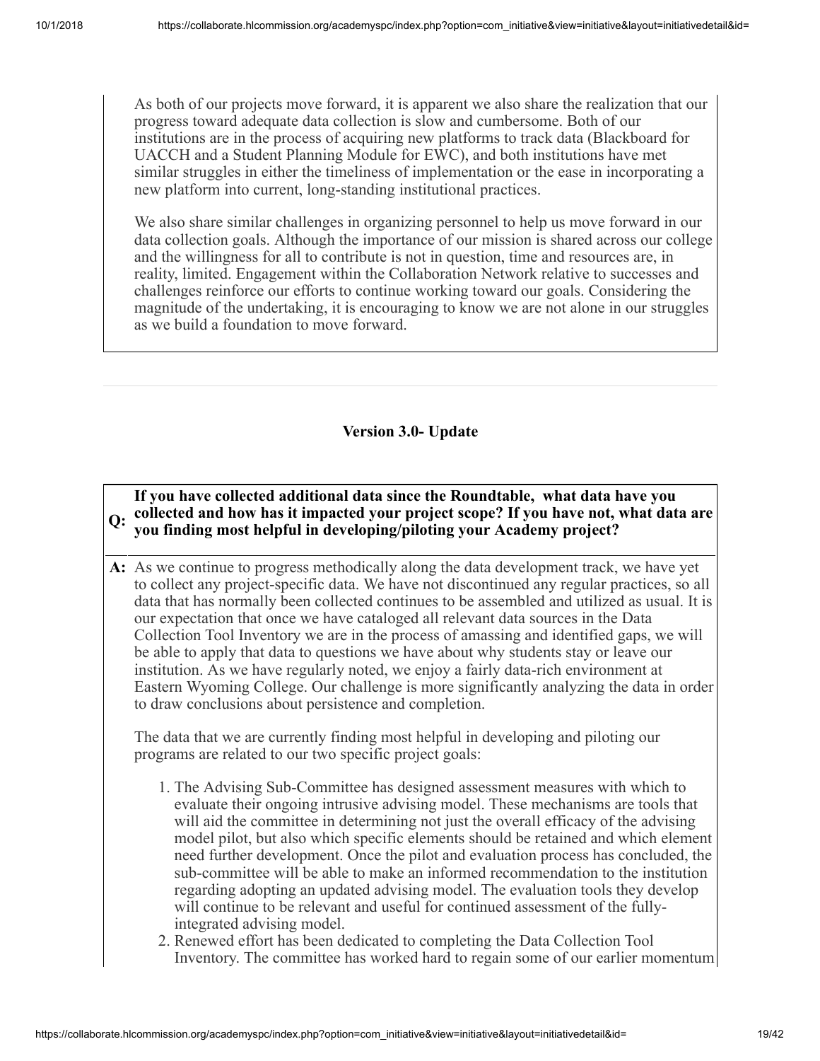As both of our projects move forward, it is apparent we also share the realization that our progress toward adequate data collection is slow and cumbersome. Both of our institutions are in the process of acquiring new platforms to track data (Blackboard for UACCH and a Student Planning Module for EWC), and both institutions have met similar struggles in either the timeliness of implementation or the ease in incorporating a new platform into current, long-standing institutional practices.

We also share similar challenges in organizing personnel to help us move forward in our data collection goals. Although the importance of our mission is shared across our college and the willingness for all to contribute is not in question, time and resources are, in reality, limited. Engagement within the Collaboration Network relative to successes and challenges reinforce our efforts to continue working toward our goals. Considering the magnitude of the undertaking, it is encouraging to know we are not alone in our struggles as we build a foundation to move forward.

### Version 3.0- Update

**Q: If you have collected additional data since the Roundtable, what data have you collected and how has it impacted your project scope? If you have not, what data are you finding most helpful in developing/piloting your Academy project?**

**A:** As we continue to progress methodically along the data development track, we have yet to collect any project-specific data. We have not discontinued any regular practices, so all data that has normally been collected continues to be assembled and utilized as usual. It is our expectation that once we have cataloged all relevant data sources in the Data Collection Tool Inventory we are in the process of amassing and identified gaps, we will be able to apply that data to questions we have about why students stay or leave our institution. As we have regularly noted, we enjoy a fairly data-rich environment at Eastern Wyoming College. Our challenge is more significantly analyzing the data in order to draw conclusions about persistence and completion.

The data that we are currently finding most helpful in developing and piloting our programs are related to our two specific project goals:

1. The Advising Sub-Committee has designed assessment measures with which to evaluate their ongoing intrusive advising model. These mechanisms are tools that will aid the committee in determining not just the overall efficacy of the advising model pilot, but also which specific elements should be retained and which element need further development. Once the pilot and evaluation process has concluded, the sub-committee will be able to make an informed recommendation to the institution regarding adopting an updated advising model. The evaluation tools they develop will continue to be relevant and useful for continued assessment of the fully-integrated advising model.
2. Renewed effort has been dedicated to completing the Data Collection Tool Inventory. The committee has worked hard to regain some of our earlier momentum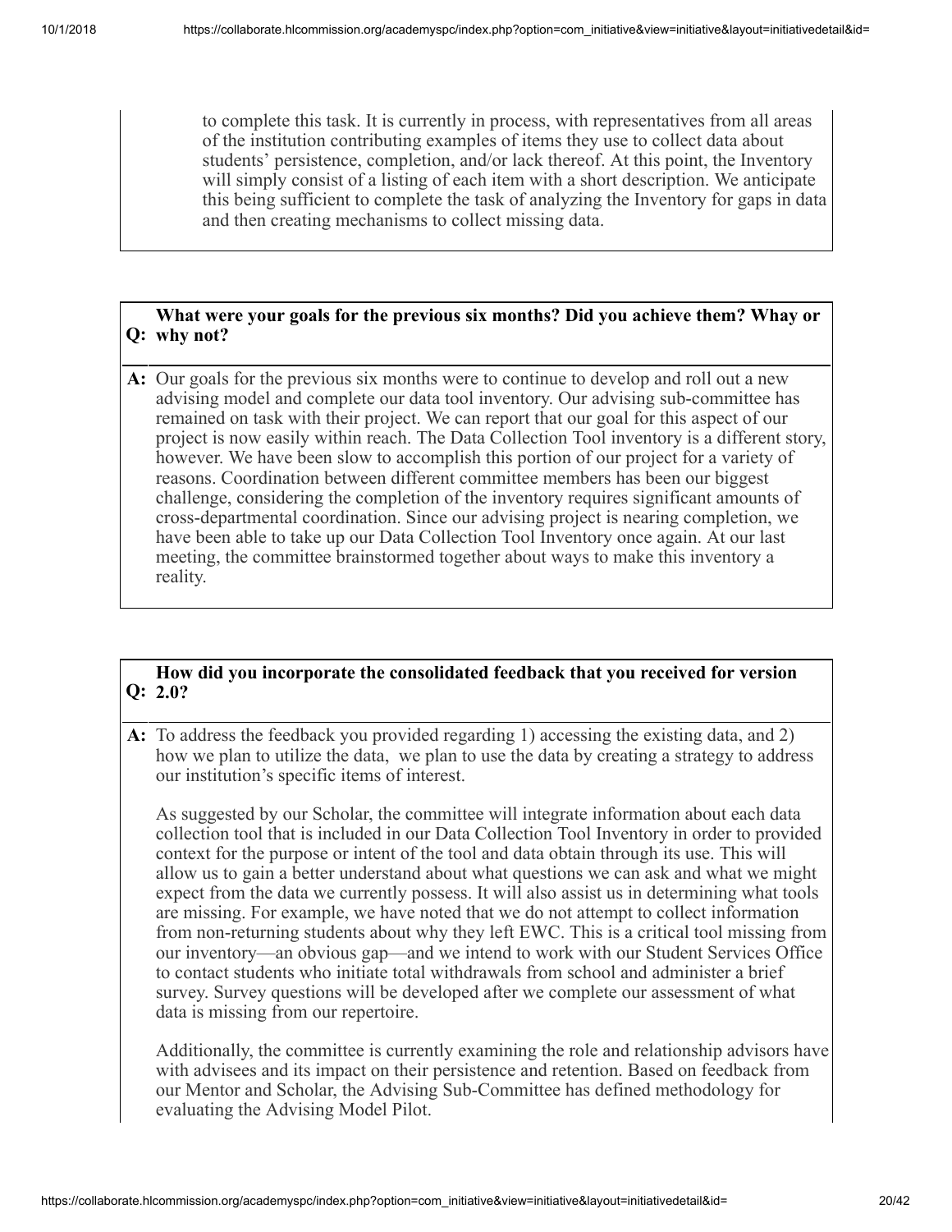to complete this task. It is currently in process, with representatives from all areas of the institution contributing examples of items they use to collect data about students' persistence, completion, and/or lack thereof. At this point, the Inventory will simply consist of a listing of each item with a short description. We anticipate this being sufficient to complete the task of analyzing the Inventory for gaps in data and then creating mechanisms to collect missing data.

**Q: What were your goals for the previous six months? Did you achieve them? Whay or why not?**

**A:** Our goals for the previous six months were to continue to develop and roll out a new advising model and complete our data tool inventory. Our advising sub-committee has remained on task with their project. We can report that our goal for this aspect of our project is now easily within reach. The Data Collection Tool inventory is a different story, however. We have been slow to accomplish this portion of our project for a variety of reasons. Coordination between different committee members has been our biggest challenge, considering the completion of the inventory requires significant amounts of cross-departmental coordination. Since our advising project is nearing completion, we have been able to take up our Data Collection Tool Inventory once again. At our last meeting, the committee brainstormed together about ways to make this inventory a reality.

**Q: How did you incorporate the consolidated feedback that you received for version 2.0?**

**A:** To address the feedback you provided regarding 1) accessing the existing data, and 2) how we plan to utilize the data, we plan to use the data by creating a strategy to address our institution's specific items of interest.

As suggested by our Scholar, the committee will integrate information about each data collection tool that is included in our Data Collection Tool Inventory in order to provided context for the purpose or intent of the tool and data obtain through its use. This will allow us to gain a better understand about what questions we can ask and what we might expect from the data we currently possess. It will also assist us in determining what tools are missing. For example, we have noted that we do not attempt to collect information from non-returning students about why they left EWC. This is a critical tool missing from our inventory—an obvious gap—and we intend to work with our Student Services Office to contact students who initiate total withdrawals from school and administer a brief survey. Survey questions will be developed after we complete our assessment of what data is missing from our repertoire.

Additionally, the committee is currently examining the role and relationship advisors have with advisees and its impact on their persistence and retention. Based on feedback from our Mentor and Scholar, the Advising Sub-Committee has defined methodology for evaluating the Advising Model Pilot.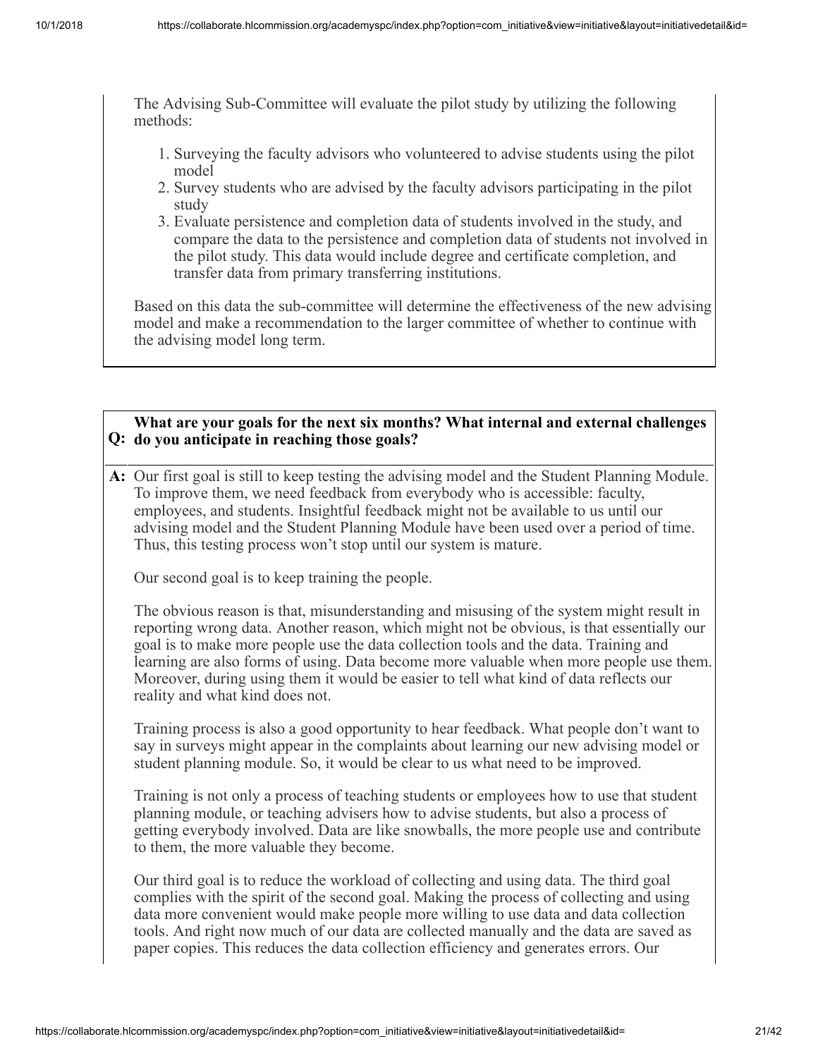The Advising Sub-Committee will evaluate the pilot study by utilizing the following methods:

1. Surveying the faculty advisors who volunteered to advise students using the pilot model
2. Survey students who are advised by the faculty advisors participating in the pilot study
3. Evaluate persistence and completion data of students involved in the study, and compare the data to the persistence and completion data of students not involved in the pilot study. This data would include degree and certificate completion, and transfer data from primary transferring institutions.

Based on this data the sub-committee will determine the effectiveness of the new advising model and make a recommendation to the larger committee of whether to continue with the advising model long term.

**Q: What are your goals for the next six months? What internal and external challenges do you anticipate in reaching those goals?**

**A:** Our first goal is still to keep testing the advising model and the Student Planning Module. To improve them, we need feedback from everybody who is accessible: faculty, employees, and students. Insightful feedback might not be available to us until our advising model and the Student Planning Module have been used over a period of time. Thus, this testing process won't stop until our system is mature.

Our second goal is to keep training the people.

The obvious reason is that, misunderstanding and misusing of the system might result in reporting wrong data. Another reason, which might not be obvious, is that essentially our goal is to make more people use the data collection tools and the data. Training and learning are also forms of using. Data become more valuable when more people use them. Moreover, during using them it would be easier to tell what kind of data reflects our reality and what kind does not.

Training process is also a good opportunity to hear feedback. What people don't want to say in surveys might appear in the complaints about learning our new advising model or student planning module. So, it would be clear to us what need to be improved.

Training is not only a process of teaching students or employees how to use that student planning module, or teaching advisers how to advise students, but also a process of getting everybody involved. Data are like snowballs, the more people use and contribute to them, the more valuable they become.

Our third goal is to reduce the workload of collecting and using data. The third goal complies with the spirit of the second goal. Making the process of collecting and using data more convenient would make people more willing to use data and data collection tools. And right now much of our data are collected manually and the data are saved as paper copies. This reduces the data collection efficiency and generates errors. Our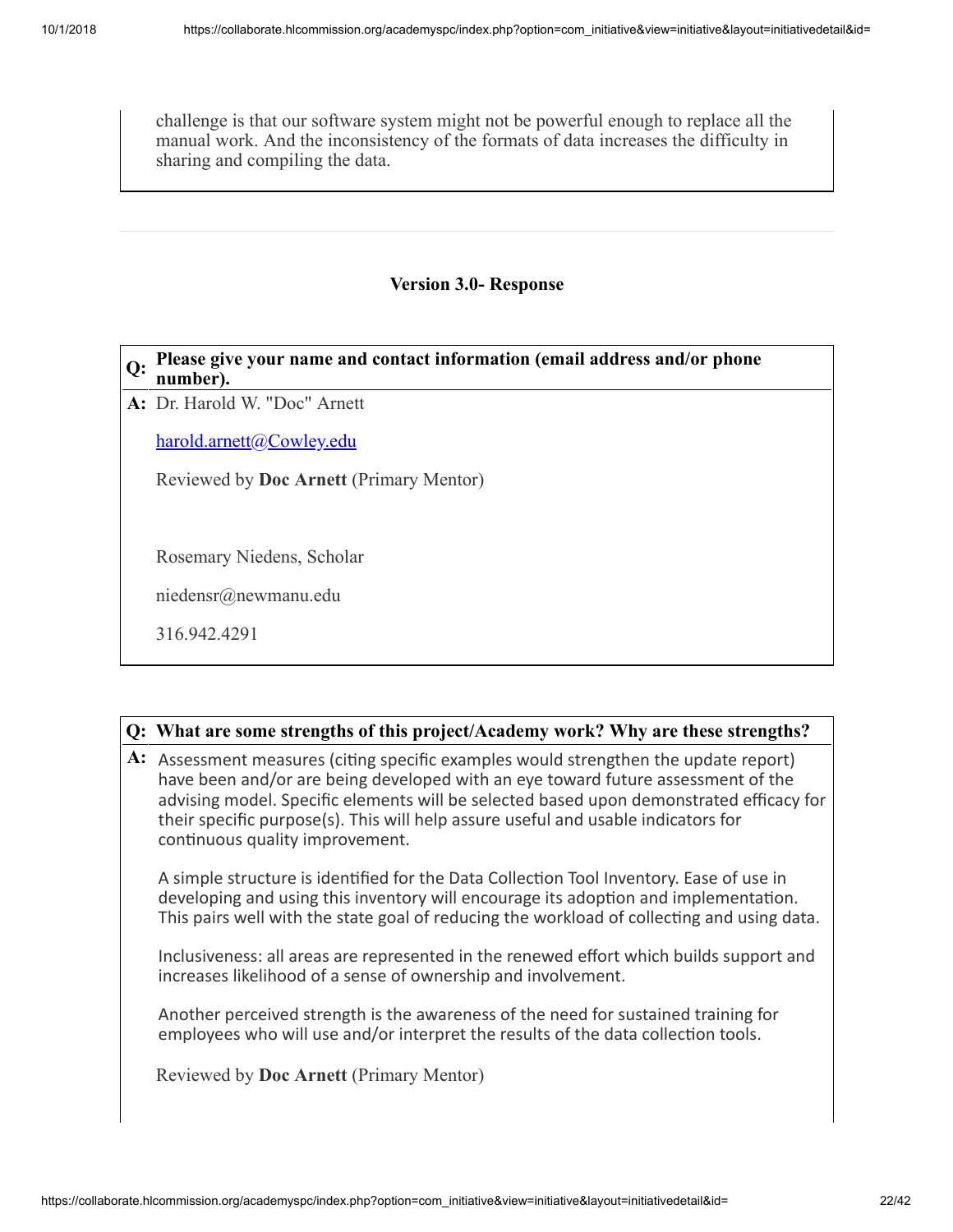challenge is that our software system might not be powerful enough to replace all the manual work. And the inconsistency of the formats of data increases the difficulty in sharing and compiling the data.

---

### Version 3.0- Response

**Q: Please give your name and contact information (email address and/or phone number).**

**A:** Dr. Harold W. "Doc" Arnett

harold.arnett@Cowley.edu

Reviewed by **Doc Arnett** (Primary Mentor)

Rosemary Niedens, Scholar

niedensr@newmanu.edu

316.942.4291

**Q: What are some strengths of this project/Academy work? Why are these strengths?**

**A:** Assessment measures (citing specific examples would strengthen the update report) have been and/or are being developed with an eye toward future assessment of the advising model. Specific elements will be selected based upon demonstrated efficacy for their specific purpose(s). This will help assure useful and usable indicators for continuous quality improvement.

A simple structure is identified for the Data Collection Tool Inventory. Ease of use in developing and using this inventory will encourage its adoption and implementation. This pairs well with the state goal of reducing the workload of collecting and using data.

Inclusiveness: all areas are represented in the renewed effort which builds support and increases likelihood of a sense of ownership and involvement.

Another perceived strength is the awareness of the need for sustained training for employees who will use and/or interpret the results of the data collection tools.

Reviewed by **Doc Arnett** (Primary Mentor)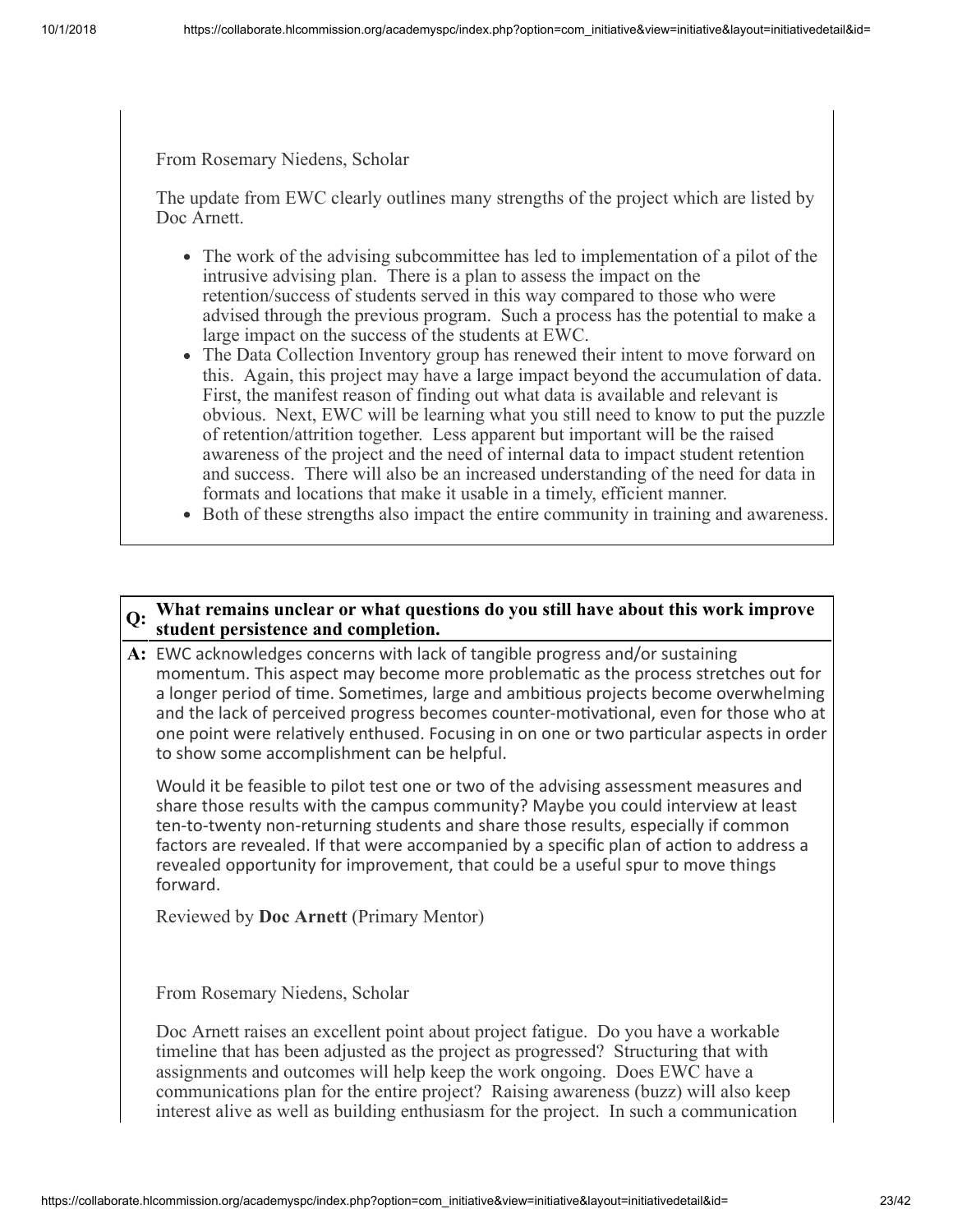From Rosemary Niedens, Scholar

The update from EWC clearly outlines many strengths of the project which are listed by Doc Arnett.

- The work of the advising subcommittee has led to implementation of a pilot of the intrusive advising plan. There is a plan to assess the impact on the retention/success of students served in this way compared to those who were advised through the previous program. Such a process has the potential to make a large impact on the success of the students at EWC.
- The Data Collection Inventory group has renewed their intent to move forward on this. Again, this project may have a large impact beyond the accumulation of data. First, the manifest reason of finding out what data is available and relevant is obvious. Next, EWC will be learning what you still need to know to put the puzzle of retention/attrition together. Less apparent but important will be the raised awareness of the project and the need of internal data to impact student retention and success. There will also be an increased understanding of the need for data in formats and locations that make it usable in a timely, efficient manner.
- Both of these strengths also impact the entire community in training and awareness.

**Q: What remains unclear or what questions do you still have about this work improve student persistence and completion.**

**A:** EWC acknowledges concerns with lack of tangible progress and/or sustaining momentum. This aspect may become more problematic as the process stretches out for a longer period of time. Sometimes, large and ambitious projects become overwhelming and the lack of perceived progress becomes counter-motivational, even for those who at one point were relatively enthused. Focusing in on one or two particular aspects in order to show some accomplishment can be helpful.

Would it be feasible to pilot test one or two of the advising assessment measures and share those results with the campus community? Maybe you could interview at least ten-to-twenty non-returning students and share those results, especially if common factors are revealed. If that were accompanied by a specific plan of action to address a revealed opportunity for improvement, that could be a useful spur to move things forward.

Reviewed by **Doc Arnett** (Primary Mentor)

From Rosemary Niedens, Scholar

Doc Arnett raises an excellent point about project fatigue. Do you have a workable timeline that has been adjusted as the project as progressed? Structuring that with assignments and outcomes will help keep the work ongoing. Does EWC have a communications plan for the entire project? Raising awareness (buzz) will also keep interest alive as well as building enthusiasm for the project. In such a communication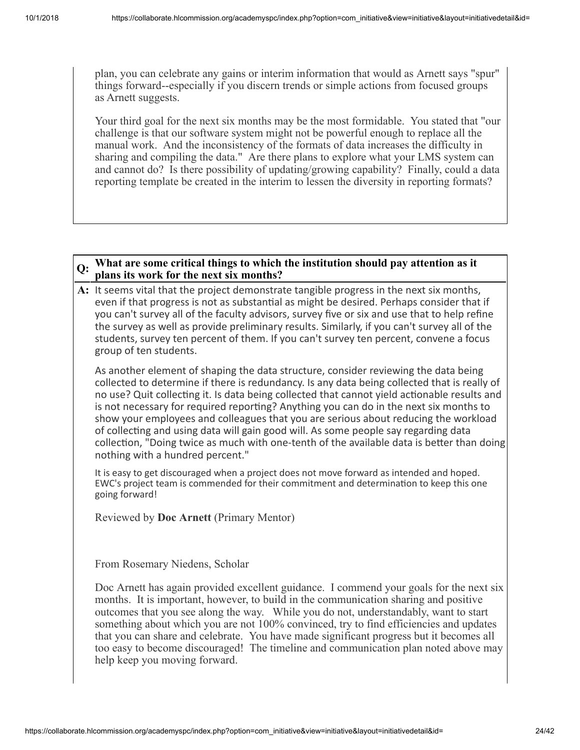plan, you can celebrate any gains or interim information that would as Arnett says "spur" things forward--especially if you discern trends or simple actions from focused groups as Arnett suggests.

Your third goal for the next six months may be the most formidable. You stated that "our challenge is that our software system might not be powerful enough to replace all the manual work. And the inconsistency of the formats of data increases the difficulty in sharing and compiling the data." Are there plans to explore what your LMS system can and cannot do? Is there possibility of updating/growing capability? Finally, could a data reporting template be created in the interim to lessen the diversity in reporting formats?

**Q: What are some critical things to which the institution should pay attention as it plans its work for the next six months?**

**A:** It seems vital that the project demonstrate tangible progress in the next six months, even if that progress is not as substantial as might be desired. Perhaps consider that if you can't survey all of the faculty advisors, survey five or six and use that to help refine the survey as well as provide preliminary results. Similarly, if you can't survey all of the students, survey ten percent of them. If you can't survey ten percent, convene a focus group of ten students.

As another element of shaping the data structure, consider reviewing the data being collected to determine if there is redundancy. Is any data being collected that is really of no use? Quit collecting it. Is data being collected that cannot yield actionable results and is not necessary for required reporting? Anything you can do in the next six months to show your employees and colleagues that you are serious about reducing the workload of collecting and using data will gain good will. As some people say regarding data collection, "Doing twice as much with one-tenth of the available data is better than doing nothing with a hundred percent."

It is easy to get discouraged when a project does not move forward as intended and hoped. EWC's project team is commended for their commitment and determination to keep this one going forward!

Reviewed by **Doc Arnett** (Primary Mentor)

From Rosemary Niedens, Scholar

Doc Arnett has again provided excellent guidance. I commend your goals for the next six months. It is important, however, to build in the communication sharing and positive outcomes that you see along the way. While you do not, understandably, want to start something about which you are not 100% convinced, try to find efficiencies and updates that you can share and celebrate. You have made significant progress but it becomes all too easy to become discouraged! The timeline and communication plan noted above may help keep you moving forward.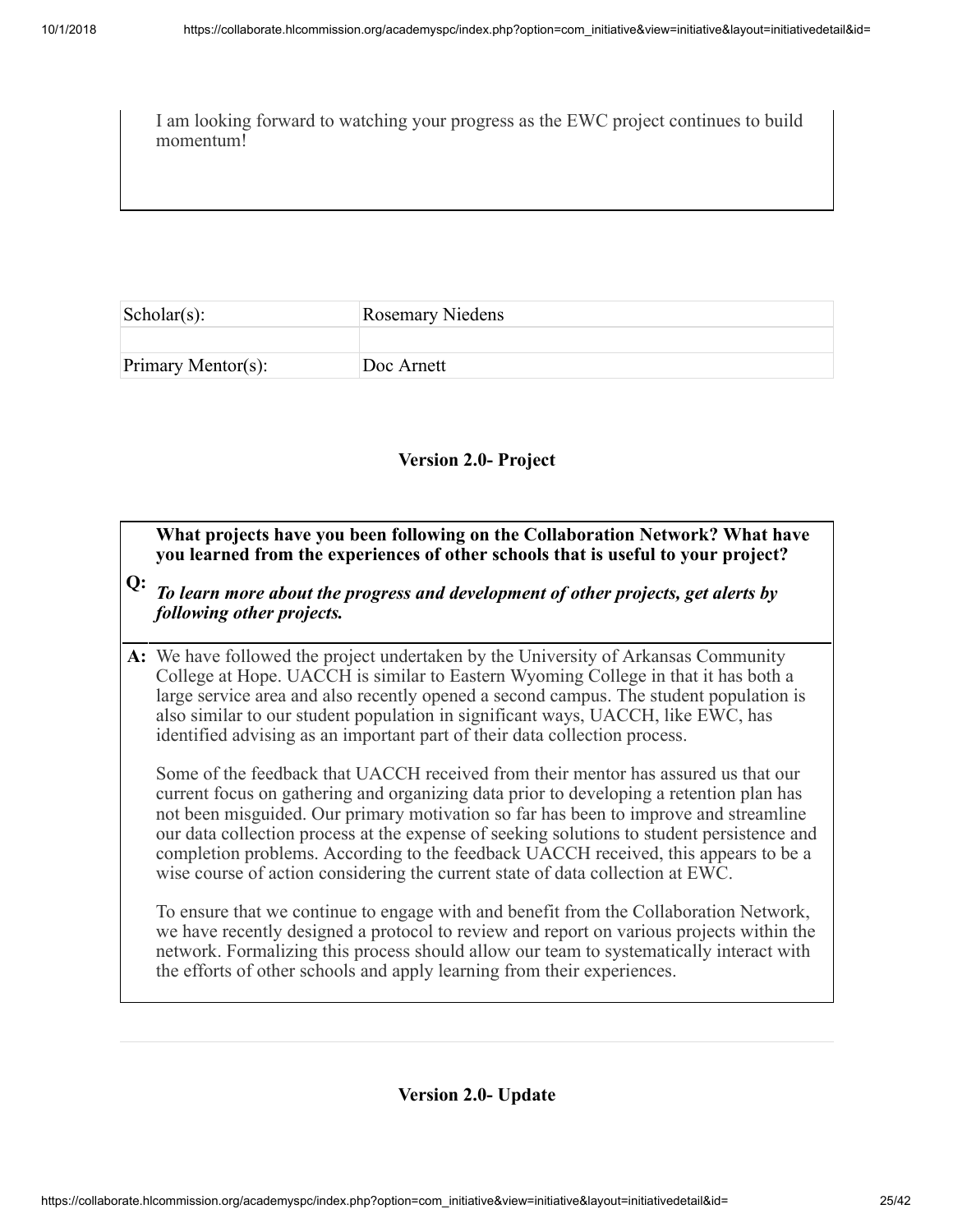I am looking forward to watching your progress as the EWC project continues to build momentum!

| Scholar(s): | Rosemary Niedens |
|---|---|
| | |
| Primary Mentor(s): | Doc Arnett |

### Version 2.0- Project

**Q: What projects have you been following on the Collaboration Network? What have you learned from the experiences of other schools that is useful to your project?**

***To learn more about the progress and development of other projects, get alerts by following other projects.***

**A:** We have followed the project undertaken by the University of Arkansas Community College at Hope. UACCH is similar to Eastern Wyoming College in that it has both a large service area and also recently opened a second campus. The student population is also similar to our student population in significant ways, UACCH, like EWC, has identified advising as an important part of their data collection process.

Some of the feedback that UACCH received from their mentor has assured us that our current focus on gathering and organizing data prior to developing a retention plan has not been misguided. Our primary motivation so far has been to improve and streamline our data collection process at the expense of seeking solutions to student persistence and completion problems. According to the feedback UACCH received, this appears to be a wise course of action considering the current state of data collection at EWC.

To ensure that we continue to engage with and benefit from the Collaboration Network, we have recently designed a protocol to review and report on various projects within the network. Formalizing this process should allow our team to systematically interact with the efforts of other schools and apply learning from their experiences.

### Version 2.0- Update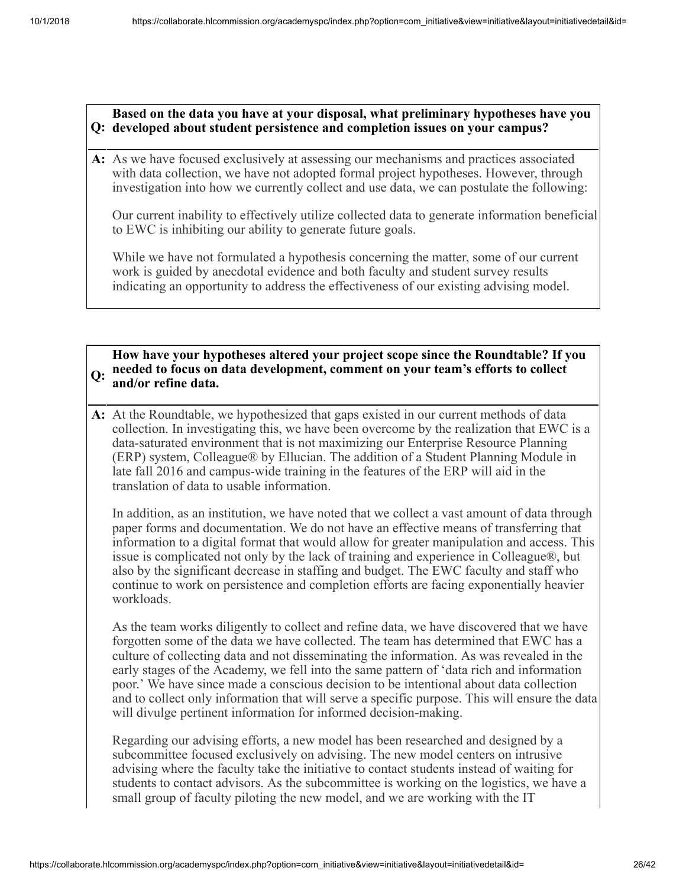**Q: Based on the data you have at your disposal, what preliminary hypotheses have you developed about student persistence and completion issues on your campus?**

**A:** As we have focused exclusively at assessing our mechanisms and practices associated with data collection, we have not adopted formal project hypotheses. However, through investigation into how we currently collect and use data, we can postulate the following:

Our current inability to effectively utilize collected data to generate information beneficial to EWC is inhibiting our ability to generate future goals.

While we have not formulated a hypothesis concerning the matter, some of our current work is guided by anecdotal evidence and both faculty and student survey results indicating an opportunity to address the effectiveness of our existing advising model.

**Q: How have your hypotheses altered your project scope since the Roundtable? If you needed to focus on data development, comment on your team's efforts to collect and/or refine data.**

**A:** At the Roundtable, we hypothesized that gaps existed in our current methods of data collection. In investigating this, we have been overcome by the realization that EWC is a data-saturated environment that is not maximizing our Enterprise Resource Planning (ERP) system, Colleague® by Ellucian. The addition of a Student Planning Module in late fall 2016 and campus-wide training in the features of the ERP will aid in the translation of data to usable information.

In addition, as an institution, we have noted that we collect a vast amount of data through paper forms and documentation. We do not have an effective means of transferring that information to a digital format that would allow for greater manipulation and access. This issue is complicated not only by the lack of training and experience in Colleague®, but also by the significant decrease in staffing and budget. The EWC faculty and staff who continue to work on persistence and completion efforts are facing exponentially heavier workloads.

As the team works diligently to collect and refine data, we have discovered that we have forgotten some of the data we have collected. The team has determined that EWC has a culture of collecting data and not disseminating the information. As was revealed in the early stages of the Academy, we fell into the same pattern of 'data rich and information poor.' We have since made a conscious decision to be intentional about data collection and to collect only information that will serve a specific purpose. This will ensure the data will divulge pertinent information for informed decision-making.

Regarding our advising efforts, a new model has been researched and designed by a subcommittee focused exclusively on advising. The new model centers on intrusive advising where the faculty take the initiative to contact students instead of waiting for students to contact advisors. As the subcommittee is working on the logistics, we have a small group of faculty piloting the new model, and we are working with the IT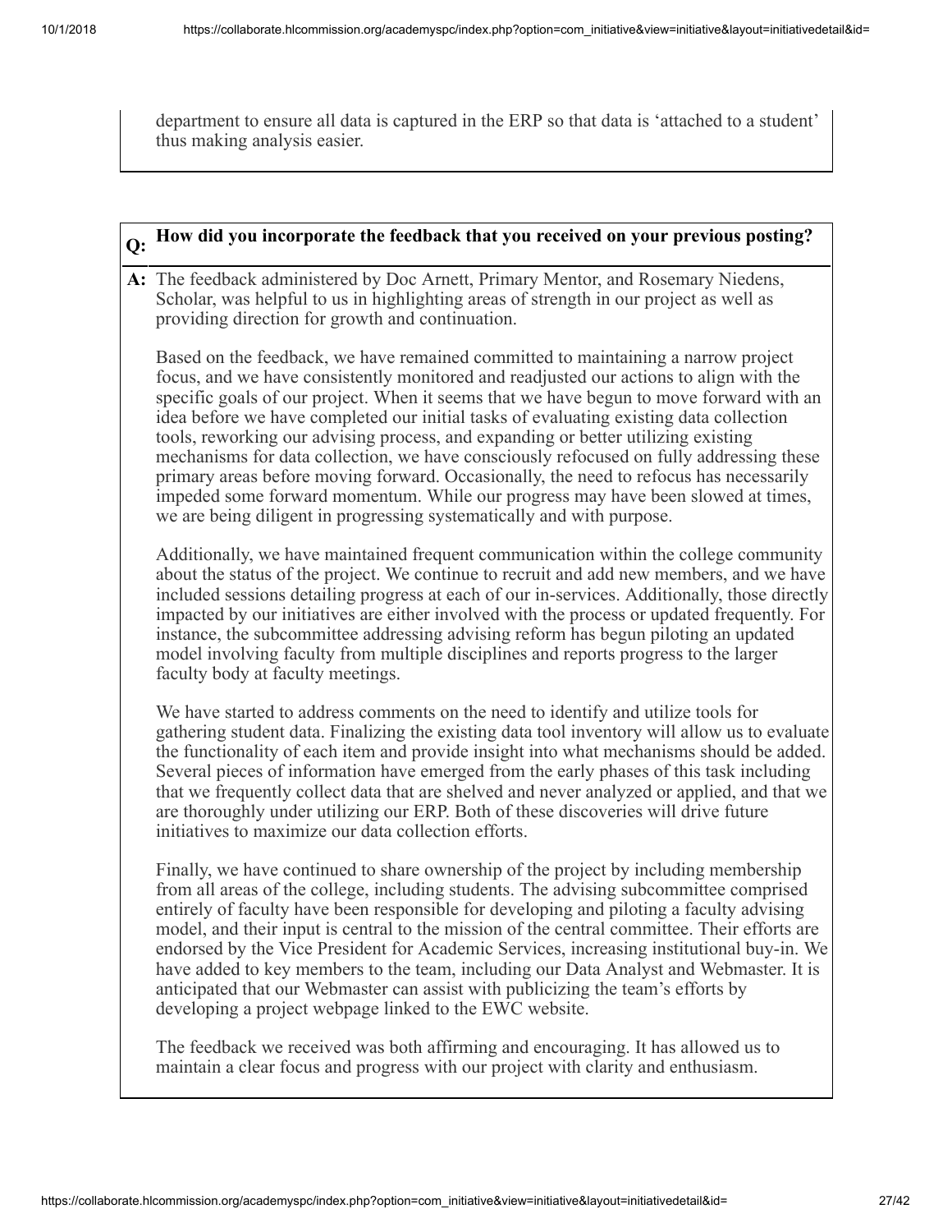department to ensure all data is captured in the ERP so that data is 'attached to a student' thus making analysis easier.

**Q: How did you incorporate the feedback that you received on your previous posting?**

**A:** The feedback administered by Doc Arnett, Primary Mentor, and Rosemary Niedens, Scholar, was helpful to us in highlighting areas of strength in our project as well as providing direction for growth and continuation.

Based on the feedback, we have remained committed to maintaining a narrow project focus, and we have consistently monitored and readjusted our actions to align with the specific goals of our project. When it seems that we have begun to move forward with an idea before we have completed our initial tasks of evaluating existing data collection tools, reworking our advising process, and expanding or better utilizing existing mechanisms for data collection, we have consciously refocused on fully addressing these primary areas before moving forward. Occasionally, the need to refocus has necessarily impeded some forward momentum. While our progress may have been slowed at times, we are being diligent in progressing systematically and with purpose.

Additionally, we have maintained frequent communication within the college community about the status of the project. We continue to recruit and add new members, and we have included sessions detailing progress at each of our in-services. Additionally, those directly impacted by our initiatives are either involved with the process or updated frequently. For instance, the subcommittee addressing advising reform has begun piloting an updated model involving faculty from multiple disciplines and reports progress to the larger faculty body at faculty meetings.

We have started to address comments on the need to identify and utilize tools for gathering student data. Finalizing the existing data tool inventory will allow us to evaluate the functionality of each item and provide insight into what mechanisms should be added. Several pieces of information have emerged from the early phases of this task including that we frequently collect data that are shelved and never analyzed or applied, and that we are thoroughly under utilizing our ERP. Both of these discoveries will drive future initiatives to maximize our data collection efforts.

Finally, we have continued to share ownership of the project by including membership from all areas of the college, including students. The advising subcommittee comprised entirely of faculty have been responsible for developing and piloting a faculty advising model, and their input is central to the mission of the central committee. Their efforts are endorsed by the Vice President for Academic Services, increasing institutional buy-in. We have added to key members to the team, including our Data Analyst and Webmaster. It is anticipated that our Webmaster can assist with publicizing the team's efforts by developing a project webpage linked to the EWC website.

The feedback we received was both affirming and encouraging. It has allowed us to maintain a clear focus and progress with our project with clarity and enthusiasm.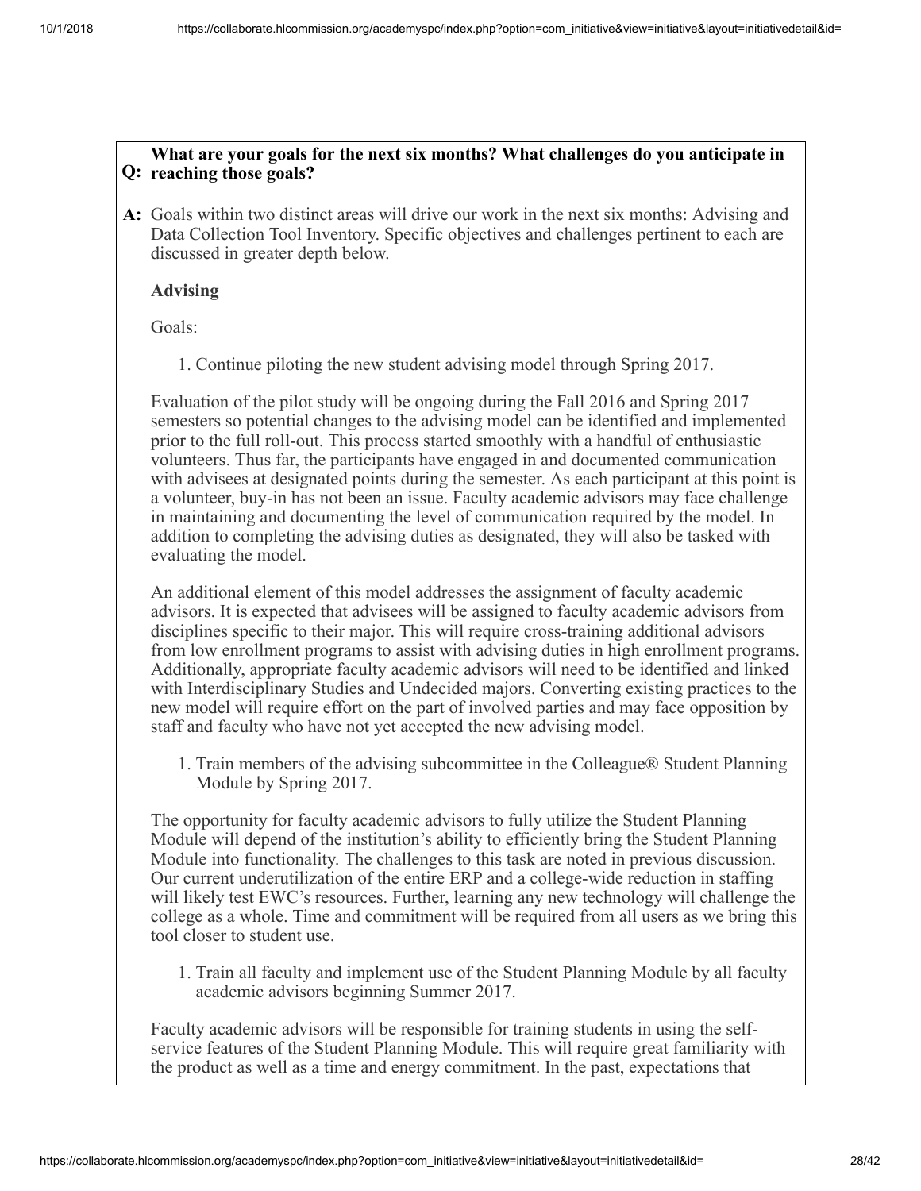**Q: What are your goals for the next six months? What challenges do you anticipate in reaching those goals?**

**A:** Goals within two distinct areas will drive our work in the next six months: Advising and Data Collection Tool Inventory. Specific objectives and challenges pertinent to each are discussed in greater depth below.

**Advising**

Goals:

1. Continue piloting the new student advising model through Spring 2017.

Evaluation of the pilot study will be ongoing during the Fall 2016 and Spring 2017 semesters so potential changes to the advising model can be identified and implemented prior to the full roll-out. This process started smoothly with a handful of enthusiastic volunteers. Thus far, the participants have engaged in and documented communication with advisees at designated points during the semester. As each participant at this point is a volunteer, buy-in has not been an issue. Faculty academic advisors may face challenge in maintaining and documenting the level of communication required by the model. In addition to completing the advising duties as designated, they will also be tasked with evaluating the model.

An additional element of this model addresses the assignment of faculty academic advisors. It is expected that advisees will be assigned to faculty academic advisors from disciplines specific to their major. This will require cross-training additional advisors from low enrollment programs to assist with advising duties in high enrollment programs. Additionally, appropriate faculty academic advisors will need to be identified and linked with Interdisciplinary Studies and Undecided majors. Converting existing practices to the new model will require effort on the part of involved parties and may face opposition by staff and faculty who have not yet accepted the new advising model.

1. Train members of the advising subcommittee in the Colleague® Student Planning Module by Spring 2017.

The opportunity for faculty academic advisors to fully utilize the Student Planning Module will depend of the institution's ability to efficiently bring the Student Planning Module into functionality. The challenges to this task are noted in previous discussion. Our current underutilization of the entire ERP and a college-wide reduction in staffing will likely test EWC's resources. Further, learning any new technology will challenge the college as a whole. Time and commitment will be required from all users as we bring this tool closer to student use.

1. Train all faculty and implement use of the Student Planning Module by all faculty academic advisors beginning Summer 2017.

Faculty academic advisors will be responsible for training students in using the self-service features of the Student Planning Module. This will require great familiarity with the product as well as a time and energy commitment. In the past, expectations that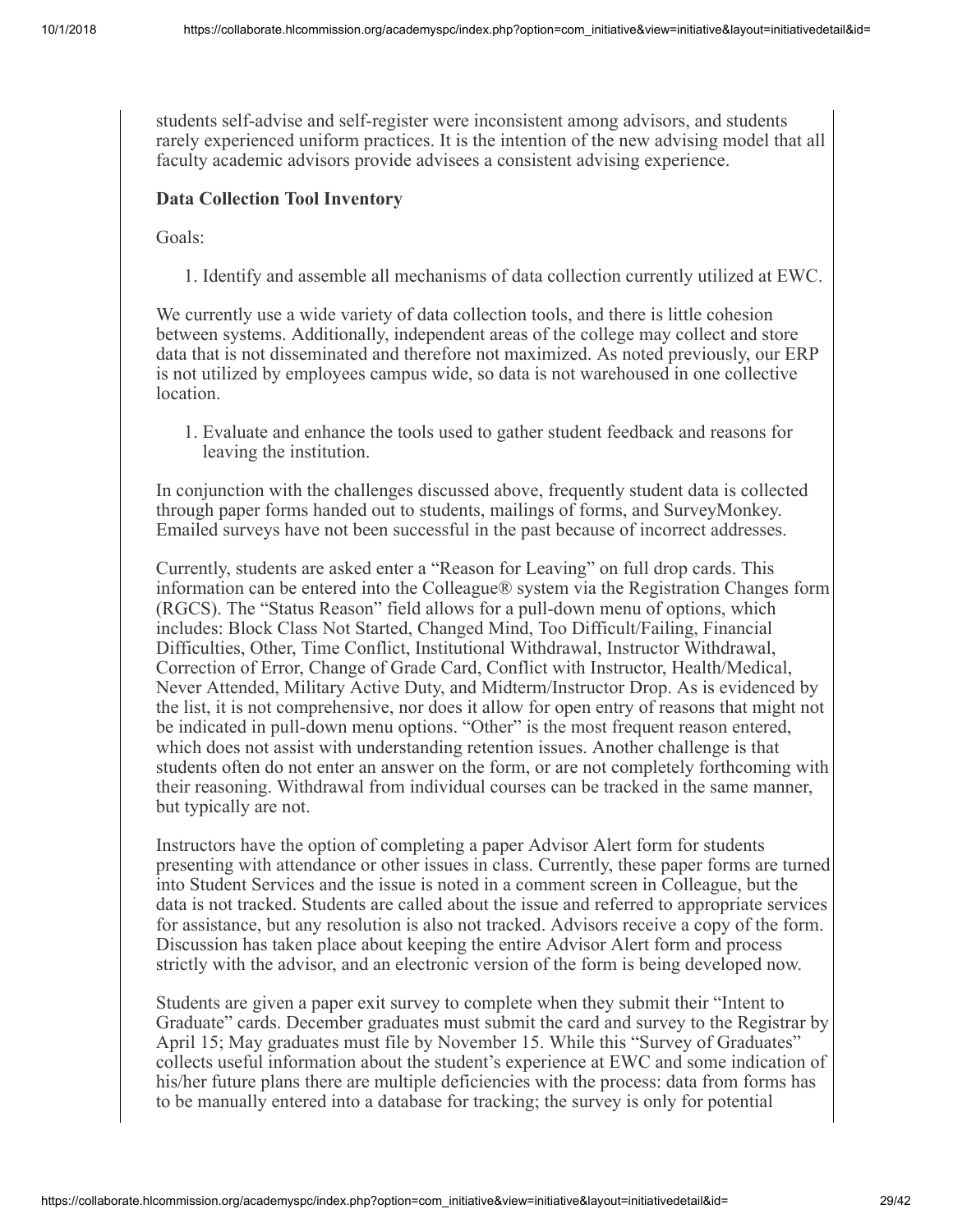students self-advise and self-register were inconsistent among advisors, and students rarely experienced uniform practices. It is the intention of the new advising model that all faculty academic advisors provide advisees a consistent advising experience.

**Data Collection Tool Inventory**

Goals:

1. Identify and assemble all mechanisms of data collection currently utilized at EWC.

We currently use a wide variety of data collection tools, and there is little cohesion between systems. Additionally, independent areas of the college may collect and store data that is not disseminated and therefore not maximized. As noted previously, our ERP is not utilized by employees campus wide, so data is not warehoused in one collective location.

1. Evaluate and enhance the tools used to gather student feedback and reasons for leaving the institution.

In conjunction with the challenges discussed above, frequently student data is collected through paper forms handed out to students, mailings of forms, and SurveyMonkey. Emailed surveys have not been successful in the past because of incorrect addresses.

Currently, students are asked enter a "Reason for Leaving" on full drop cards. This information can be entered into the Colleague® system via the Registration Changes form (RGCS). The "Status Reason" field allows for a pull-down menu of options, which includes: Block Class Not Started, Changed Mind, Too Difficult/Failing, Financial Difficulties, Other, Time Conflict, Institutional Withdrawal, Instructor Withdrawal, Correction of Error, Change of Grade Card, Conflict with Instructor, Health/Medical, Never Attended, Military Active Duty, and Midterm/Instructor Drop. As is evidenced by the list, it is not comprehensive, nor does it allow for open entry of reasons that might not be indicated in pull-down menu options. "Other" is the most frequent reason entered, which does not assist with understanding retention issues. Another challenge is that students often do not enter an answer on the form, or are not completely forthcoming with their reasoning. Withdrawal from individual courses can be tracked in the same manner, but typically are not.

Instructors have the option of completing a paper Advisor Alert form for students presenting with attendance or other issues in class. Currently, these paper forms are turned into Student Services and the issue is noted in a comment screen in Colleague, but the data is not tracked. Students are called about the issue and referred to appropriate services for assistance, but any resolution is also not tracked. Advisors receive a copy of the form. Discussion has taken place about keeping the entire Advisor Alert form and process strictly with the advisor, and an electronic version of the form is being developed now.

Students are given a paper exit survey to complete when they submit their "Intent to Graduate" cards. December graduates must submit the card and survey to the Registrar by April 15; May graduates must file by November 15. While this "Survey of Graduates" collects useful information about the student's experience at EWC and some indication of his/her future plans there are multiple deficiencies with the process: data from forms has to be manually entered into a database for tracking; the survey is only for potential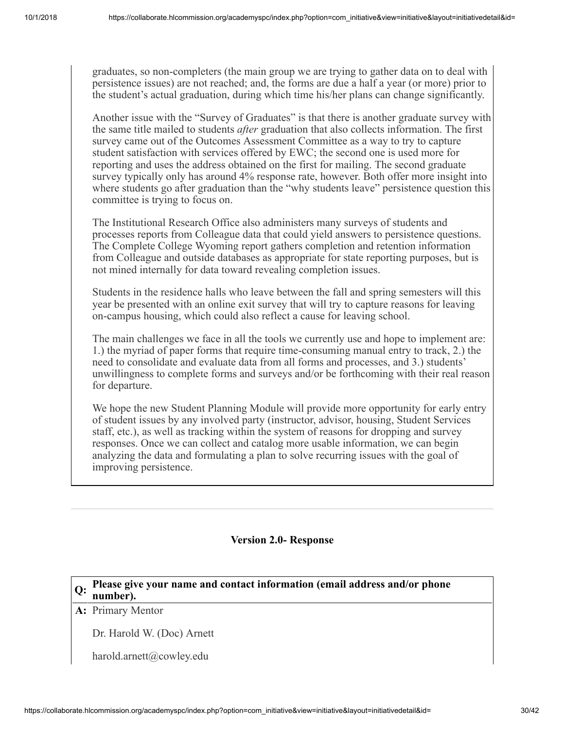graduates, so non-completers (the main group we are trying to gather data on to deal with persistence issues) are not reached; and, the forms are due a half a year (or more) prior to the student's actual graduation, during which time his/her plans can change significantly.

Another issue with the "Survey of Graduates" is that there is another graduate survey with the same title mailed to students *after* graduation that also collects information. The first survey came out of the Outcomes Assessment Committee as a way to try to capture student satisfaction with services offered by EWC; the second one is used more for reporting and uses the address obtained on the first for mailing. The second graduate survey typically only has around 4% response rate, however. Both offer more insight into where students go after graduation than the "why students leave" persistence question this committee is trying to focus on.

The Institutional Research Office also administers many surveys of students and processes reports from Colleague data that could yield answers to persistence questions. The Complete College Wyoming report gathers completion and retention information from Colleague and outside databases as appropriate for state reporting purposes, but is not mined internally for data toward revealing completion issues.

Students in the residence halls who leave between the fall and spring semesters will this year be presented with an online exit survey that will try to capture reasons for leaving on-campus housing, which could also reflect a cause for leaving school.

The main challenges we face in all the tools we currently use and hope to implement are: 1.) the myriad of paper forms that require time-consuming manual entry to track, 2.) the need to consolidate and evaluate data from all forms and processes, and 3.) students' unwillingness to complete forms and surveys and/or be forthcoming with their real reason for departure.

We hope the new Student Planning Module will provide more opportunity for early entry of student issues by any involved party (instructor, advisor, housing, Student Services staff, etc.), as well as tracking within the system of reasons for dropping and survey responses. Once we can collect and catalog more usable information, we can begin analyzing the data and formulating a plan to solve recurring issues with the goal of improving persistence.

---

### Version 2.0- Response

**Q: Please give your name and contact information (email address and/or phone number).**

**A:** Primary Mentor

Dr. Harold W. (Doc) Arnett

harold.arnett@cowley.edu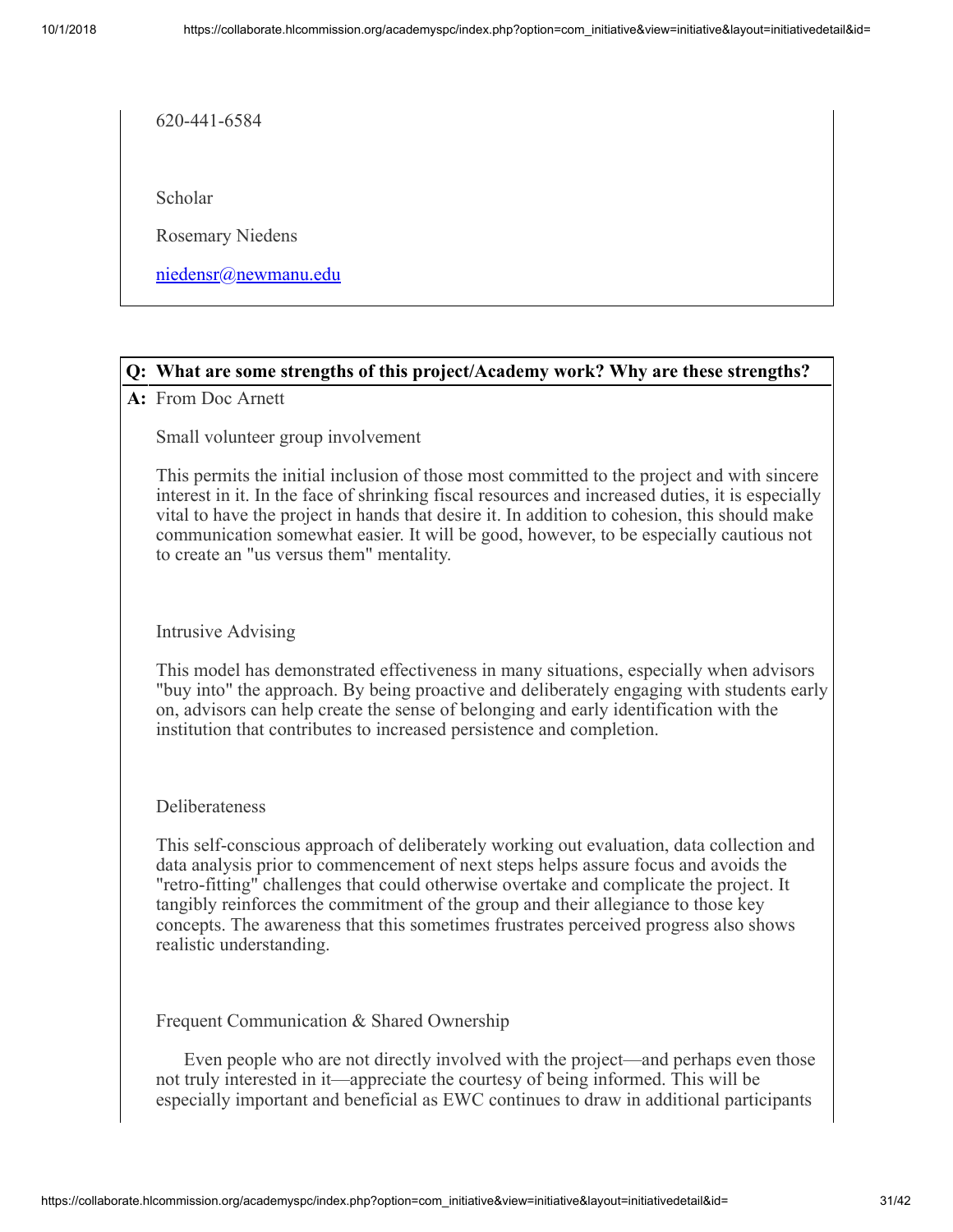620-441-6584

Scholar

Rosemary Niedens

niedensr@newmanu.edu

**Q: What are some strengths of this project/Academy work? Why are these strengths?**

**A:** From Doc Arnett

Small volunteer group involvement

This permits the initial inclusion of those most committed to the project and with sincere interest in it. In the face of shrinking fiscal resources and increased duties, it is especially vital to have the project in hands that desire it. In addition to cohesion, this should make communication somewhat easier. It will be good, however, to be especially cautious not to create an "us versus them" mentality.

Intrusive Advising

This model has demonstrated effectiveness in many situations, especially when advisors "buy into" the approach. By being proactive and deliberately engaging with students early on, advisors can help create the sense of belonging and early identification with the institution that contributes to increased persistence and completion.

Deliberateness

This self-conscious approach of deliberately working out evaluation, data collection and data analysis prior to commencement of next steps helps assure focus and avoids the "retro-fitting" challenges that could otherwise overtake and complicate the project. It tangibly reinforces the commitment of the group and their allegiance to those key concepts. The awareness that this sometimes frustrates perceived progress also shows realistic understanding.

Frequent Communication & Shared Ownership

Even people who are not directly involved with the project—and perhaps even those not truly interested in it—appreciate the courtesy of being informed. This will be especially important and beneficial as EWC continues to draw in additional participants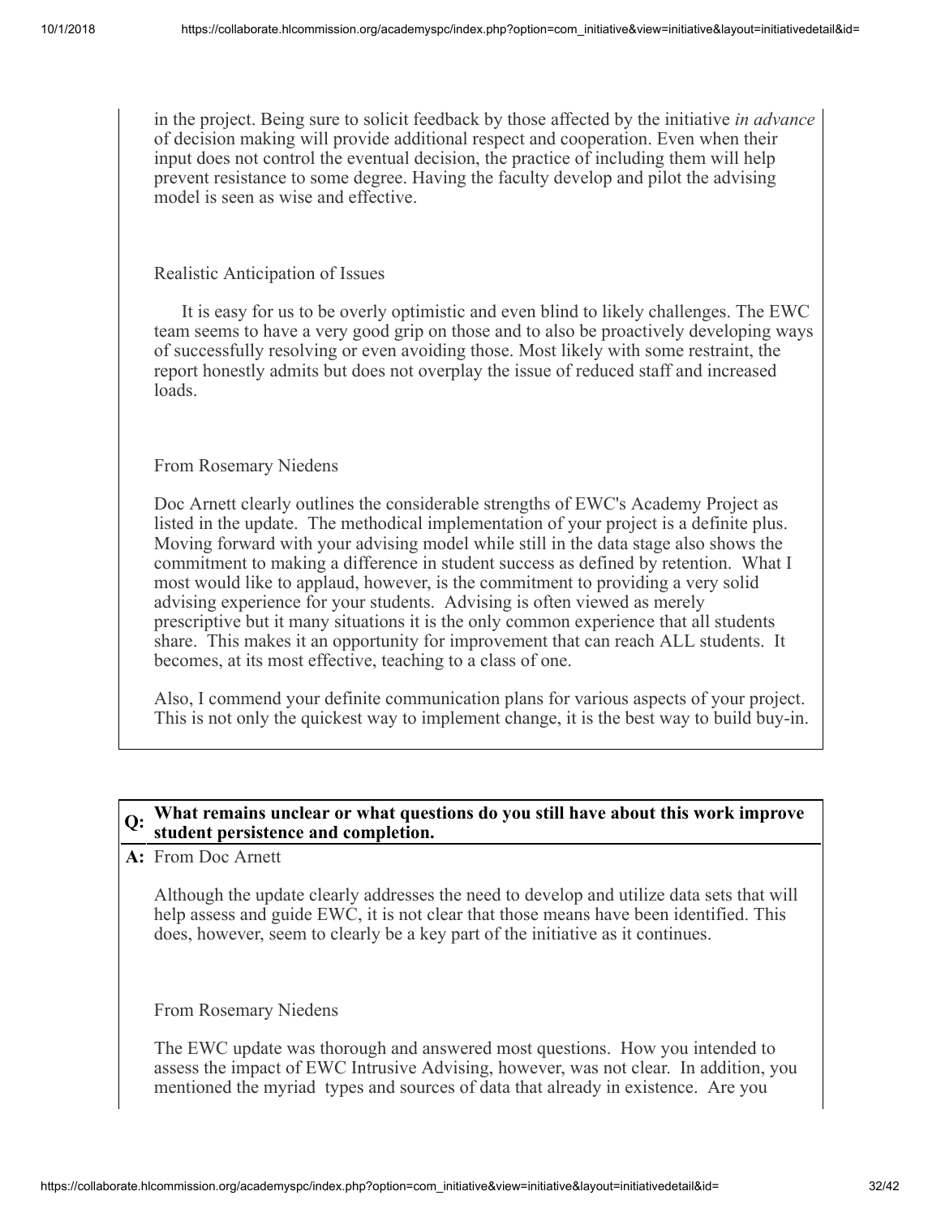in the project. Being sure to solicit feedback by those affected by the initiative *in advance* of decision making will provide additional respect and cooperation. Even when their input does not control the eventual decision, the practice of including them will help prevent resistance to some degree. Having the faculty develop and pilot the advising model is seen as wise and effective.

Realistic Anticipation of Issues

It is easy for us to be overly optimistic and even blind to likely challenges. The EWC team seems to have a very good grip on those and to also be proactively developing ways of successfully resolving or even avoiding those. Most likely with some restraint, the report honestly admits but does not overplay the issue of reduced staff and increased loads.

From Rosemary Niedens

Doc Arnett clearly outlines the considerable strengths of EWC's Academy Project as listed in the update. The methodical implementation of your project is a definite plus. Moving forward with your advising model while still in the data stage also shows the commitment to making a difference in student success as defined by retention. What I most would like to applaud, however, is the commitment to providing a very solid advising experience for your students. Advising is often viewed as merely prescriptive but it many situations it is the only common experience that all students share. This makes it an opportunity for improvement that can reach ALL students. It becomes, at its most effective, teaching to a class of one.

Also, I commend your definite communication plans for various aspects of your project. This is not only the quickest way to implement change, it is the best way to build buy-in.

**Q: What remains unclear or what questions do you still have about this work improve student persistence and completion.**

**A:** From Doc Arnett

Although the update clearly addresses the need to develop and utilize data sets that will help assess and guide EWC, it is not clear that those means have been identified. This does, however, seem to clearly be a key part of the initiative as it continues.

From Rosemary Niedens

The EWC update was thorough and answered most questions. How you intended to assess the impact of EWC Intrusive Advising, however, was not clear. In addition, you mentioned the myriad types and sources of data that already in existence. Are you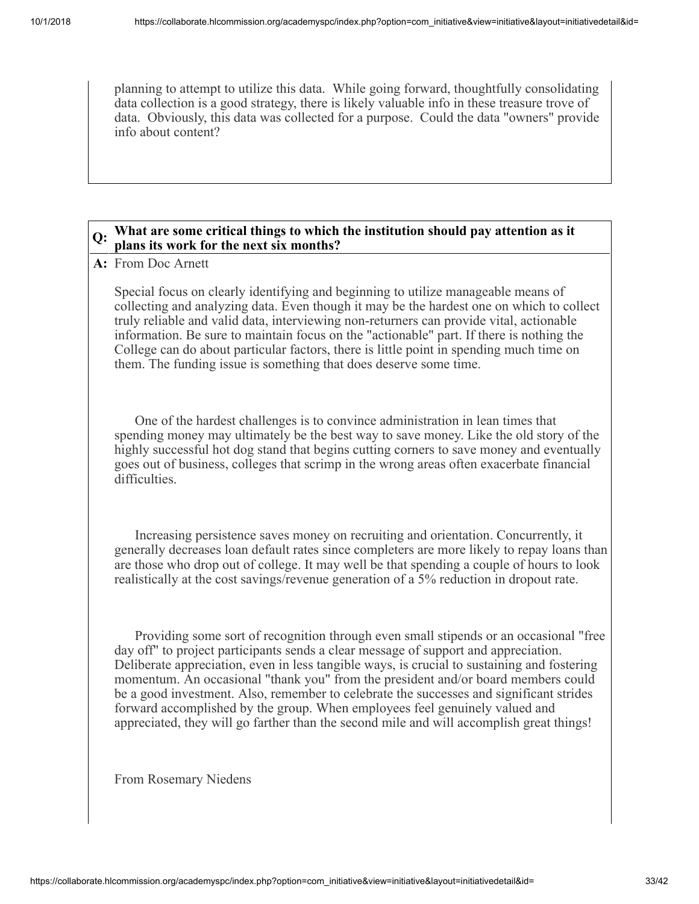planning to attempt to utilize this data. While going forward, thoughtfully consolidating data collection is a good strategy, there is likely valuable info in these treasure trove of data. Obviously, this data was collected for a purpose. Could the data "owners" provide info about content?

**Q: What are some critical things to which the institution should pay attention as it plans its work for the next six months?**

**A:** From Doc Arnett

Special focus on clearly identifying and beginning to utilize manageable means of collecting and analyzing data. Even though it may be the hardest one on which to collect truly reliable and valid data, interviewing non-returners can provide vital, actionable information. Be sure to maintain focus on the "actionable" part. If there is nothing the College can do about particular factors, there is little point in spending much time on them. The funding issue is something that does deserve some time.

One of the hardest challenges is to convince administration in lean times that spending money may ultimately be the best way to save money. Like the old story of the highly successful hot dog stand that begins cutting corners to save money and eventually goes out of business, colleges that scrimp in the wrong areas often exacerbate financial difficulties.

Increasing persistence saves money on recruiting and orientation. Concurrently, it generally decreases loan default rates since completers are more likely to repay loans than are those who drop out of college. It may well be that spending a couple of hours to look realistically at the cost savings/revenue generation of a 5% reduction in dropout rate.

Providing some sort of recognition through even small stipends or an occasional "free day off" to project participants sends a clear message of support and appreciation. Deliberate appreciation, even in less tangible ways, is crucial to sustaining and fostering momentum. An occasional "thank you" from the president and/or board members could be a good investment. Also, remember to celebrate the successes and significant strides forward accomplished by the group. When employees feel genuinely valued and appreciated, they will go farther than the second mile and will accomplish great things!

From Rosemary Niedens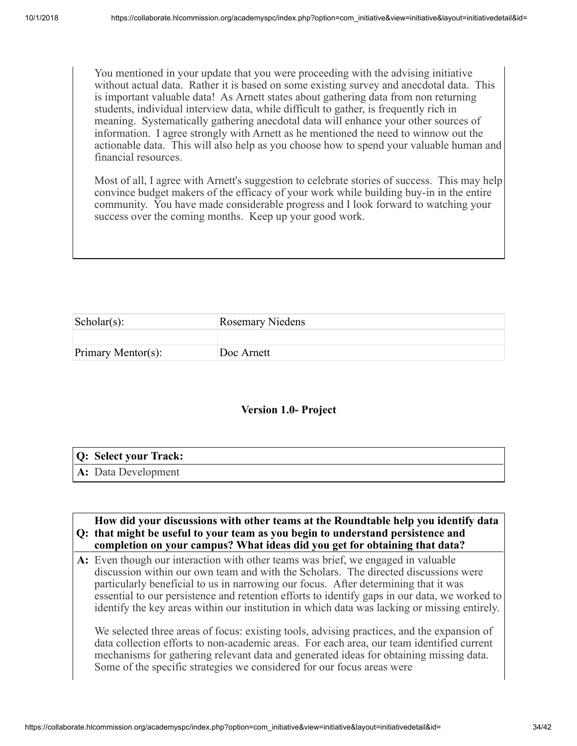You mentioned in your update that you were proceeding with the advising initiative without actual data. Rather it is based on some existing survey and anecdotal data. This is important valuable data! As Arnett states about gathering data from non returning students, individual interview data, while difficult to gather, is frequently rich in meaning. Systematically gathering anecdotal data will enhance your other sources of information. I agree strongly with Arnett as he mentioned the need to winnow out the actionable data. This will also help as you choose how to spend your valuable human and financial resources.

Most of all, I agree with Arnett's suggestion to celebrate stories of success. This may help convince budget makers of the efficacy of your work while building buy-in in the entire community. You have made considerable progress and I look forward to watching your success over the coming months. Keep up your good work.

| Scholar(s): | Rosemary Niedens |
| --- | --- |
| | |
| Primary Mentor(s): | Doc Arnett |

### Version 1.0- Project

**Q: Select your Track:**

**A:** Data Development

**Q: How did your discussions with other teams at the Roundtable help you identify data that might be useful to your team as you begin to understand persistence and completion on your campus? What ideas did you get for obtaining that data?**

**A:** Even though our interaction with other teams was brief, we engaged in valuable discussion within our own team and with the Scholars. The directed discussions were particularly beneficial to us in narrowing our focus. After determining that it was essential to our persistence and retention efforts to identify gaps in our data, we worked to identify the key areas within our institution in which data was lacking or missing entirely.

We selected three areas of focus: existing tools, advising practices, and the expansion of data collection efforts to non-academic areas. For each area, our team identified current mechanisms for gathering relevant data and generated ideas for obtaining missing data. Some of the specific strategies we considered for our focus areas were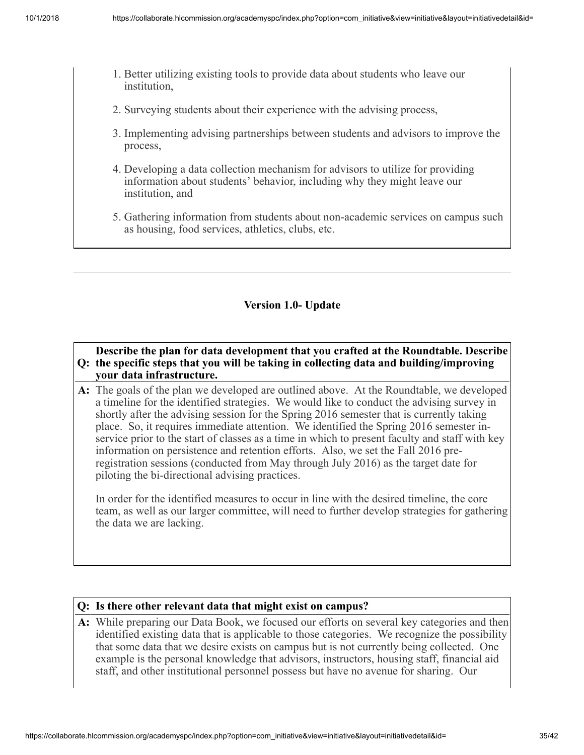1. Better utilizing existing tools to provide data about students who leave our institution,
2. Surveying students about their experience with the advising process,
3. Implementing advising partnerships between students and advisors to improve the process,
4. Developing a data collection mechanism for advisors to utilize for providing information about students' behavior, including why they might leave our institution, and
5. Gathering information from students about non-academic services on campus such as housing, food services, athletics, clubs, etc.

---

**Version 1.0- Update**

**Q: Describe the plan for data development that you crafted at the Roundtable. Describe the specific steps that you will be taking in collecting data and building/improving your data infrastructure.**

**A:** The goals of the plan we developed are outlined above. At the Roundtable, we developed a timeline for the identified strategies. We would like to conduct the advising survey in shortly after the advising session for the Spring 2016 semester that is currently taking place. So, it requires immediate attention. We identified the Spring 2016 semester in-service prior to the start of classes as a time in which to present faculty and staff with key information on persistence and retention efforts. Also, we set the Fall 2016 pre-registration sessions (conducted from May through July 2016) as the target date for piloting the bi-directional advising practices.

In order for the identified measures to occur in line with the desired timeline, the core team, as well as our larger committee, will need to further develop strategies for gathering the data we are lacking.

**Q: Is there other relevant data that might exist on campus?**

**A:** While preparing our Data Book, we focused our efforts on several key categories and then identified existing data that is applicable to those categories. We recognize the possibility that some data that we desire exists on campus but is not currently being collected. One example is the personal knowledge that advisors, instructors, housing staff, financial aid staff, and other institutional personnel possess but have no avenue for sharing. Our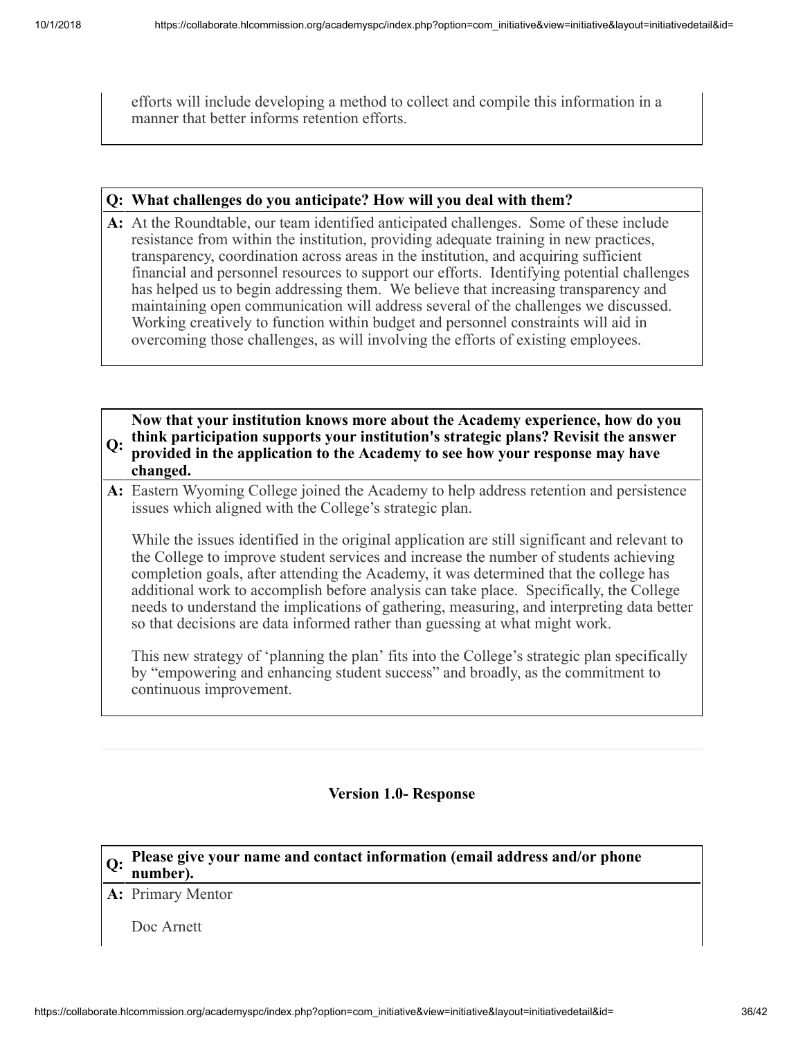efforts will include developing a method to collect and compile this information in a manner that better informs retention efforts.

**Q: What challenges do you anticipate? How will you deal with them?**

**A:** At the Roundtable, our team identified anticipated challenges. Some of these include resistance from within the institution, providing adequate training in new practices, transparency, coordination across areas in the institution, and acquiring sufficient financial and personnel resources to support our efforts. Identifying potential challenges has helped us to begin addressing them. We believe that increasing transparency and maintaining open communication will address several of the challenges we discussed. Working creatively to function within budget and personnel constraints will aid in overcoming those challenges, as will involving the efforts of existing employees.

**Q: Now that your institution knows more about the Academy experience, how do you think participation supports your institution's strategic plans? Revisit the answer provided in the application to the Academy to see how your response may have changed.**

**A:** Eastern Wyoming College joined the Academy to help address retention and persistence issues which aligned with the College's strategic plan.

While the issues identified in the original application are still significant and relevant to the College to improve student services and increase the number of students achieving completion goals, after attending the Academy, it was determined that the college has additional work to accomplish before analysis can take place. Specifically, the College needs to understand the implications of gathering, measuring, and interpreting data better so that decisions are data informed rather than guessing at what might work.

This new strategy of 'planning the plan' fits into the College's strategic plan specifically by "empowering and enhancing student success" and broadly, as the commitment to continuous improvement.

### Version 1.0- Response

**Q: Please give your name and contact information (email address and/or phone number).**

**A:** Primary Mentor

Doc Arnett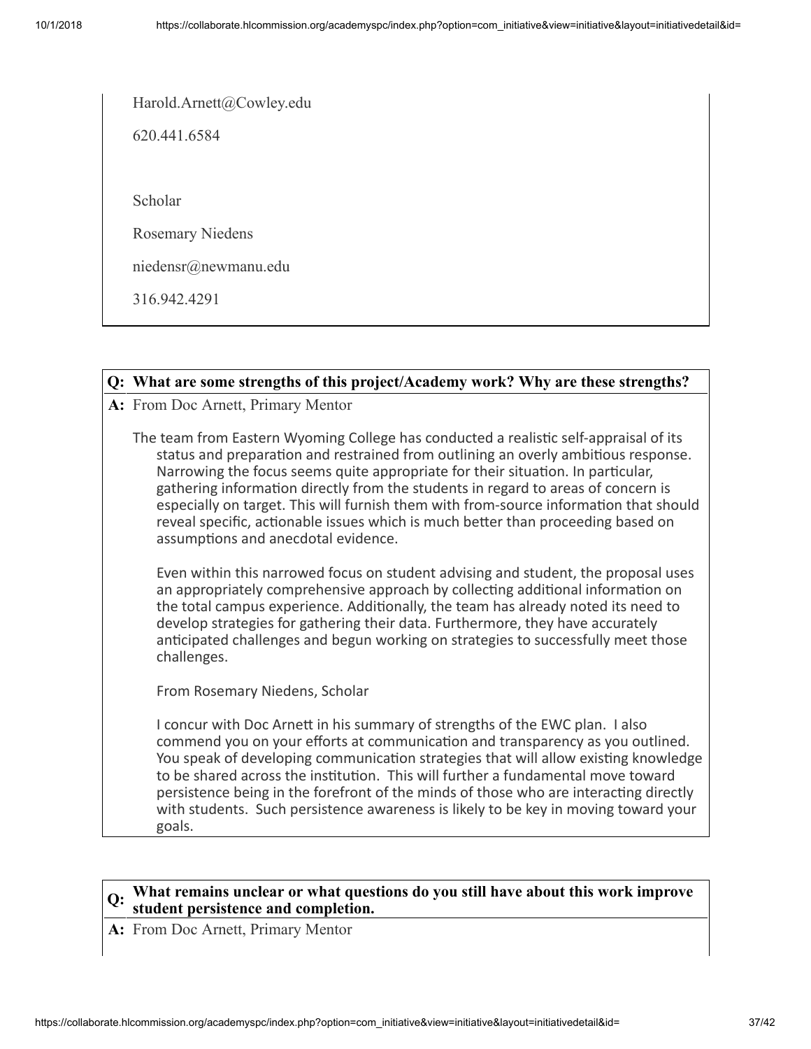Harold.Arnett@Cowley.edu

620.441.6584

Scholar

Rosemary Niedens

niedensr@newmanu.edu

316.942.4291

**Q: What are some strengths of this project/Academy work? Why are these strengths?**

**A:** From Doc Arnett, Primary Mentor

The team from Eastern Wyoming College has conducted a realistic self-appraisal of its status and preparation and restrained from outlining an overly ambitious response. Narrowing the focus seems quite appropriate for their situation. In particular, gathering information directly from the students in regard to areas of concern is especially on target. This will furnish them with from-source information that should reveal specific, actionable issues which is much better than proceeding based on assumptions and anecdotal evidence.

Even within this narrowed focus on student advising and student, the proposal uses an appropriately comprehensive approach by collecting additional information on the total campus experience. Additionally, the team has already noted its need to develop strategies for gathering their data. Furthermore, they have accurately anticipated challenges and begun working on strategies to successfully meet those challenges.

From Rosemary Niedens, Scholar

I concur with Doc Arnett in his summary of strengths of the EWC plan. I also commend you on your efforts at communication and transparency as you outlined. You speak of developing communication strategies that will allow existing knowledge to be shared across the institution. This will further a fundamental move toward persistence being in the forefront of the minds of those who are interacting directly with students. Such persistence awareness is likely to be key in moving toward your goals.

**Q: What remains unclear or what questions do you still have about this work improve student persistence and completion.**

**A:** From Doc Arnett, Primary Mentor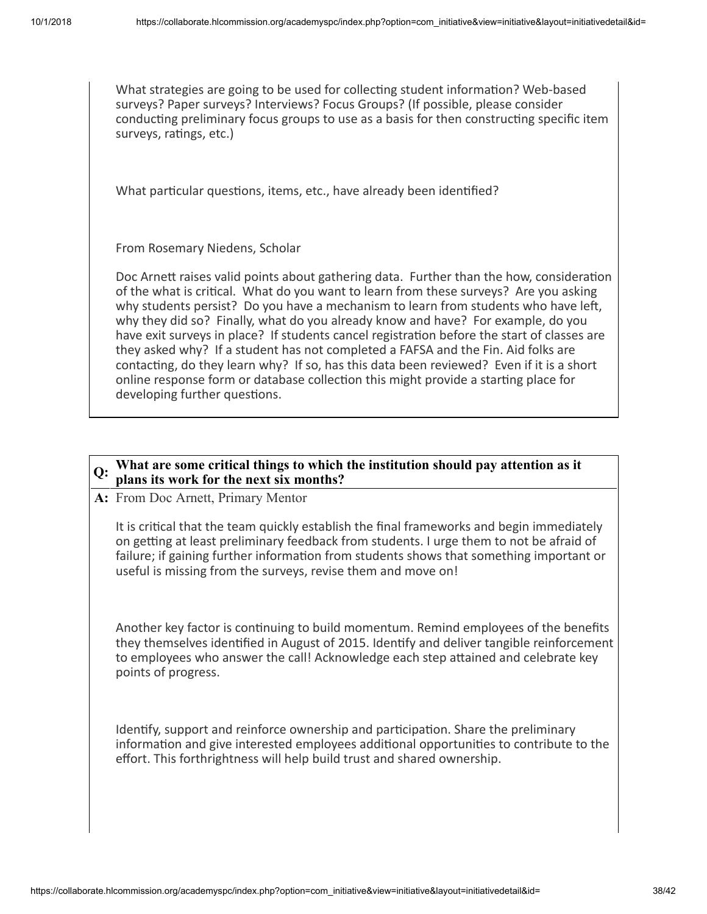What strategies are going to be used for collecting student information? Web-based surveys? Paper surveys? Interviews? Focus Groups? (If possible, please consider conducting preliminary focus groups to use as a basis for then constructing specific item surveys, ratings, etc.)

What particular questions, items, etc., have already been identified?

From Rosemary Niedens, Scholar

Doc Arnett raises valid points about gathering data. Further than the how, consideration of the what is critical. What do you want to learn from these surveys? Are you asking why students persist? Do you have a mechanism to learn from students who have left, why they did so? Finally, what do you already know and have? For example, do you have exit surveys in place? If students cancel registration before the start of classes are they asked why? If a student has not completed a FAFSA and the Fin. Aid folks are contacting, do they learn why? If so, has this data been reviewed? Even if it is a short online response form or database collection this might provide a starting place for developing further questions.

**Q: What are some critical things to which the institution should pay attention as it plans its work for the next six months?**

**A:** From Doc Arnett, Primary Mentor

It is critical that the team quickly establish the final frameworks and begin immediately on getting at least preliminary feedback from students. I urge them to not be afraid of failure; if gaining further information from students shows that something important or useful is missing from the surveys, revise them and move on!

Another key factor is continuing to build momentum. Remind employees of the benefits they themselves identified in August of 2015. Identify and deliver tangible reinforcement to employees who answer the call! Acknowledge each step attained and celebrate key points of progress.

Identify, support and reinforce ownership and participation. Share the preliminary information and give interested employees additional opportunities to contribute to the effort. This forthrightness will help build trust and shared ownership.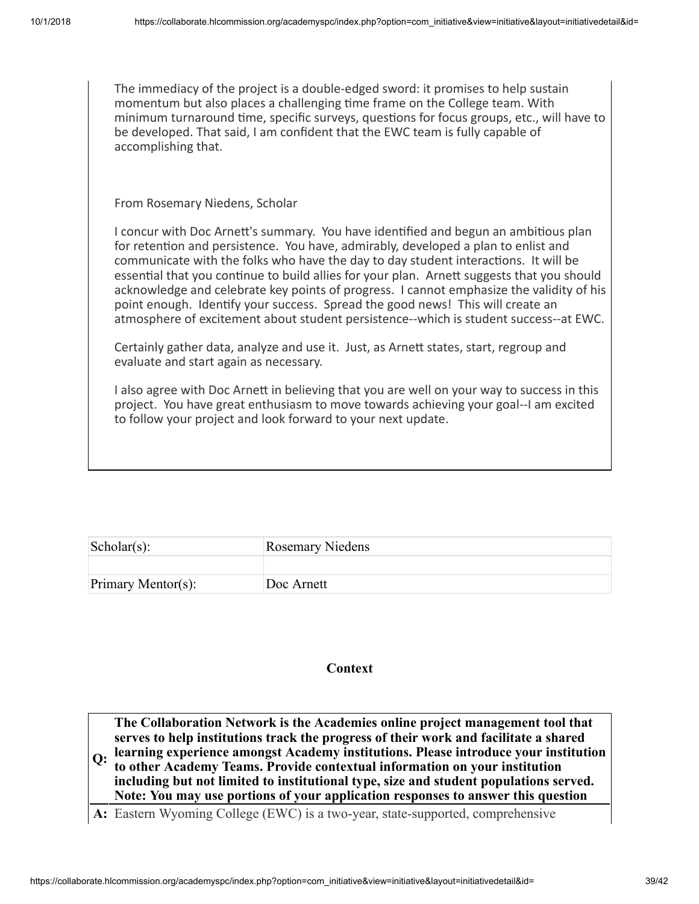The immediacy of the project is a double-edged sword: it promises to help sustain momentum but also places a challenging time frame on the College team. With minimum turnaround time, specific surveys, questions for focus groups, etc., will have to be developed. That said, I am confident that the EWC team is fully capable of accomplishing that.

From Rosemary Niedens, Scholar

I concur with Doc Arnett's summary. You have identified and begun an ambitious plan for retention and persistence. You have, admirably, developed a plan to enlist and communicate with the folks who have the day to day student interactions. It will be essential that you continue to build allies for your plan. Arnett suggests that you should acknowledge and celebrate key points of progress. I cannot emphasize the validity of his point enough. Identify your success. Spread the good news! This will create an atmosphere of excitement about student persistence--which is student success--at EWC.

Certainly gather data, analyze and use it. Just, as Arnett states, start, regroup and evaluate and start again as necessary.

I also agree with Doc Arnett in believing that you are well on your way to success in this project. You have great enthusiasm to move towards achieving your goal--I am excited to follow your project and look forward to your next update.

| Scholar(s): | Rosemary Niedens |
|---|---|
| | |
| Primary Mentor(s): | Doc Arnett |

## Context

**Q: The Collaboration Network is the Academies online project management tool that serves to help institutions track the progress of their work and facilitate a shared learning experience amongst Academy institutions. Please introduce your institution to other Academy Teams. Provide contextual information on your institution including but not limited to institutional type, size and student populations served. Note: You may use portions of your application responses to answer this question**

**A:** Eastern Wyoming College (EWC) is a two-year, state-supported, comprehensive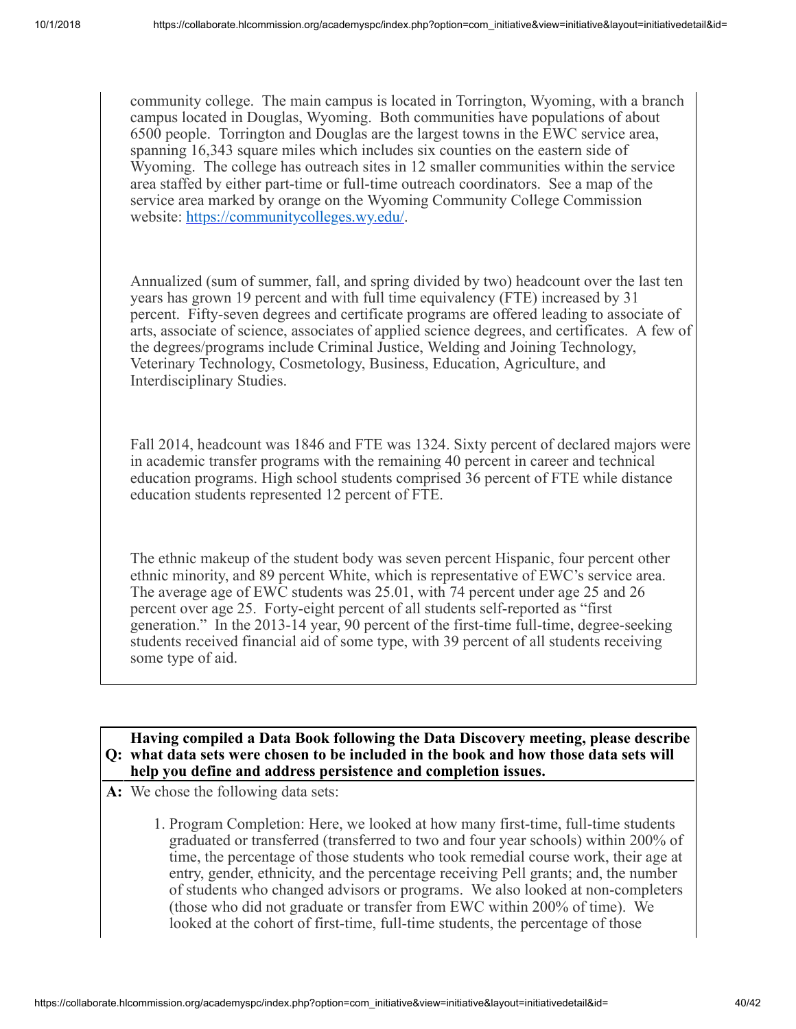community college. The main campus is located in Torrington, Wyoming, with a branch campus located in Douglas, Wyoming. Both communities have populations of about 6500 people. Torrington and Douglas are the largest towns in the EWC service area, spanning 16,343 square miles which includes six counties on the eastern side of Wyoming. The college has outreach sites in 12 smaller communities within the service area staffed by either part-time or full-time outreach coordinators. See a map of the service area marked by orange on the Wyoming Community College Commission website: [https://communitycolleges.wy.edu/](https://communitycolleges.wy.edu/).

Annualized (sum of summer, fall, and spring divided by two) headcount over the last ten years has grown 19 percent and with full time equivalency (FTE) increased by 31 percent. Fifty-seven degrees and certificate programs are offered leading to associate of arts, associate of science, associates of applied science degrees, and certificates. A few of the degrees/programs include Criminal Justice, Welding and Joining Technology, Veterinary Technology, Cosmetology, Business, Education, Agriculture, and Interdisciplinary Studies.

Fall 2014, headcount was 1846 and FTE was 1324. Sixty percent of declared majors were in academic transfer programs with the remaining 40 percent in career and technical education programs. High school students comprised 36 percent of FTE while distance education students represented 12 percent of FTE.

The ethnic makeup of the student body was seven percent Hispanic, four percent other ethnic minority, and 89 percent White, which is representative of EWC's service area. The average age of EWC students was 25.01, with 74 percent under age 25 and 26 percent over age 25. Forty-eight percent of all students self-reported as "first generation." In the 2013-14 year, 90 percent of the first-time full-time, degree-seeking students received financial aid of some type, with 39 percent of all students receiving some type of aid.

**Q: Having compiled a Data Book following the Data Discovery meeting, please describe what data sets were chosen to be included in the book and how those data sets will help you define and address persistence and completion issues.**

**A:** We chose the following data sets:

1. Program Completion: Here, we looked at how many first-time, full-time students graduated or transferred (transferred to two and four year schools) within 200% of time, the percentage of those students who took remedial course work, their age at entry, gender, ethnicity, and the percentage receiving Pell grants; and, the number of students who changed advisors or programs. We also looked at non-completers (those who did not graduate or transfer from EWC within 200% of time). We looked at the cohort of first-time, full-time students, the percentage of those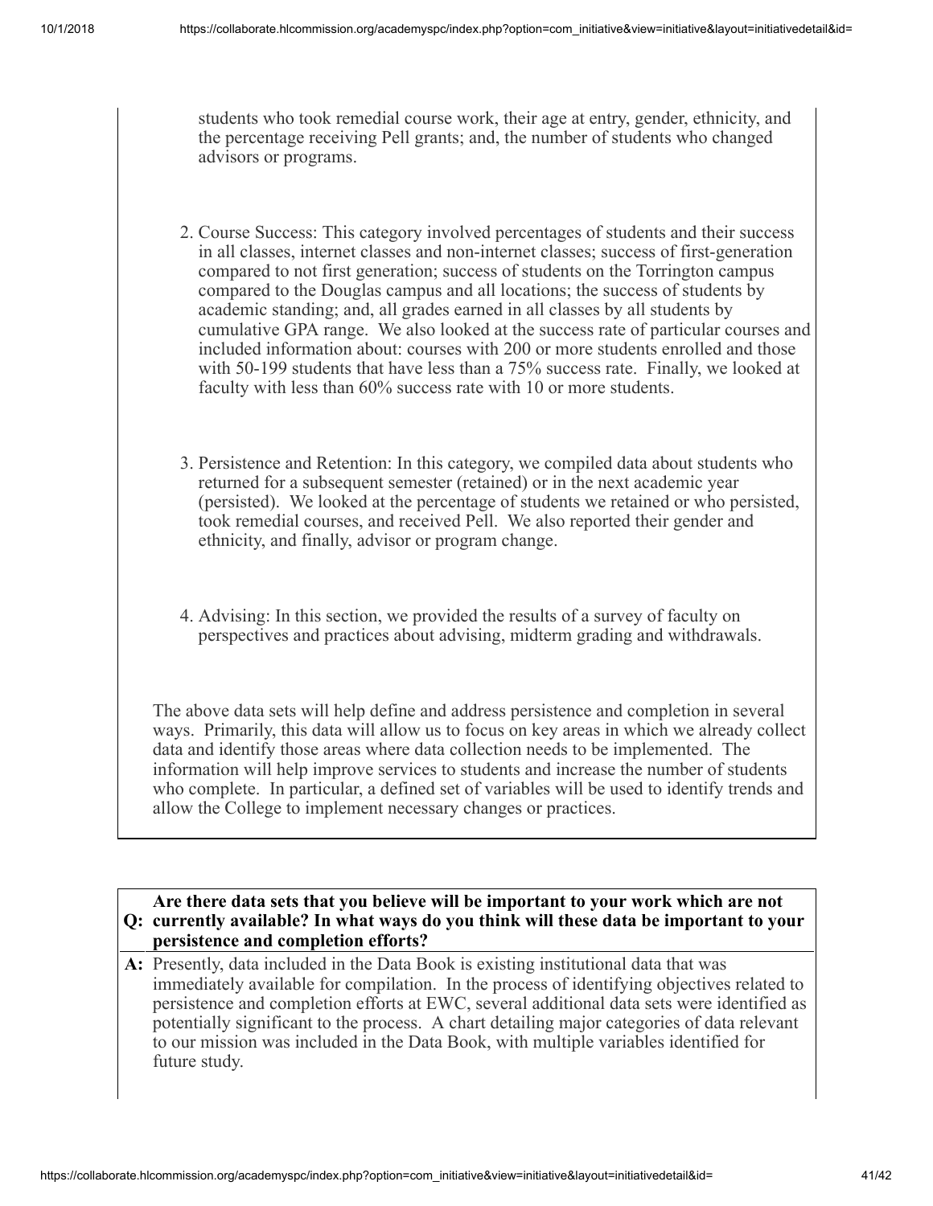students who took remedial course work, their age at entry, gender, ethnicity, and the percentage receiving Pell grants; and, the number of students who changed advisors or programs.

2. Course Success: This category involved percentages of students and their success in all classes, internet classes and non-internet classes; success of first-generation compared to not first generation; success of students on the Torrington campus compared to the Douglas campus and all locations; the success of students by academic standing; and, all grades earned in all classes by all students by cumulative GPA range. We also looked at the success rate of particular courses and included information about: courses with 200 or more students enrolled and those with 50-199 students that have less than a 75% success rate. Finally, we looked at faculty with less than 60% success rate with 10 or more students.

3. Persistence and Retention: In this category, we compiled data about students who returned for a subsequent semester (retained) or in the next academic year (persisted). We looked at the percentage of students we retained or who persisted, took remedial courses, and received Pell. We also reported their gender and ethnicity, and finally, advisor or program change.

4. Advising: In this section, we provided the results of a survey of faculty on perspectives and practices about advising, midterm grading and withdrawals.

The above data sets will help define and address persistence and completion in several ways. Primarily, this data will allow us to focus on key areas in which we already collect data and identify those areas where data collection needs to be implemented. The information will help improve services to students and increase the number of students who complete. In particular, a defined set of variables will be used to identify trends and allow the College to implement necessary changes or practices.

**Q: Are there data sets that you believe will be important to your work which are not currently available? In what ways do you think will these data be important to your persistence and completion efforts?**

**A:** Presently, data included in the Data Book is existing institutional data that was immediately available for compilation. In the process of identifying objectives related to persistence and completion efforts at EWC, several additional data sets were identified as potentially significant to the process. A chart detailing major categories of data relevant to our mission was included in the Data Book, with multiple variables identified for future study.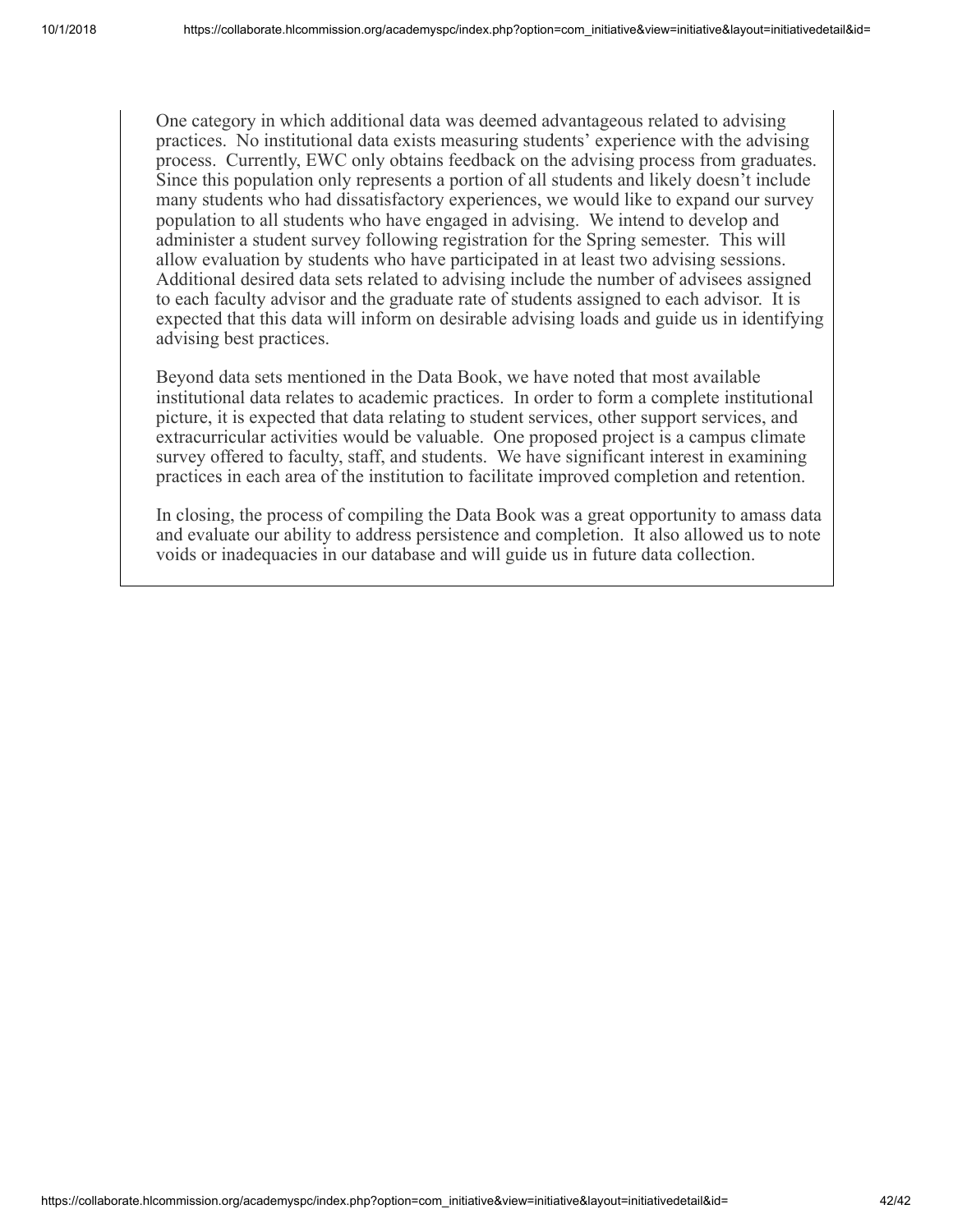One category in which additional data was deemed advantageous related to advising practices. No institutional data exists measuring students' experience with the advising process. Currently, EWC only obtains feedback on the advising process from graduates. Since this population only represents a portion of all students and likely doesn't include many students who had dissatisfactory experiences, we would like to expand our survey population to all students who have engaged in advising. We intend to develop and administer a student survey following registration for the Spring semester. This will allow evaluation by students who have participated in at least two advising sessions. Additional desired data sets related to advising include the number of advisees assigned to each faculty advisor and the graduate rate of students assigned to each advisor. It is expected that this data will inform on desirable advising loads and guide us in identifying advising best practices.

Beyond data sets mentioned in the Data Book, we have noted that most available institutional data relates to academic practices. In order to form a complete institutional picture, it is expected that data relating to student services, other support services, and extracurricular activities would be valuable. One proposed project is a campus climate survey offered to faculty, staff, and students. We have significant interest in examining practices in each area of the institution to facilitate improved completion and retention.

In closing, the process of compiling the Data Book was a great opportunity to amass data and evaluate our ability to address persistence and completion. It also allowed us to note voids or inadequacies in our database and will guide us in future data collection.